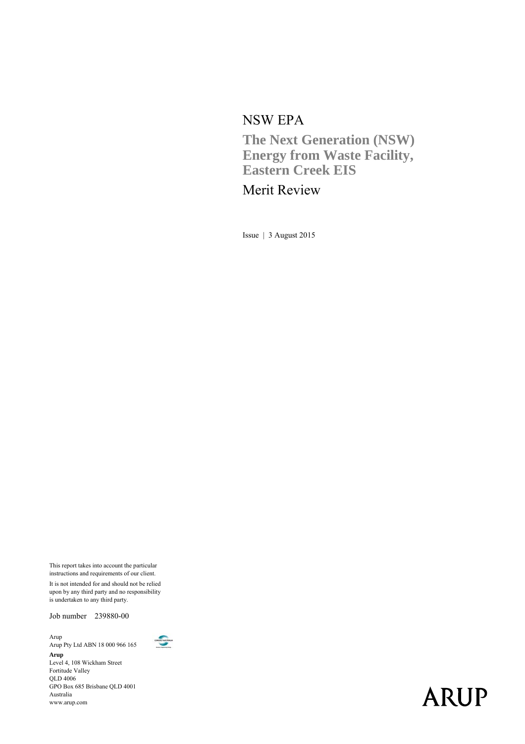# NSW EPA

## The Next Generation (NSW) Energy from Waste Facility, Eastern Creek EIS

Merit Review

Issue | 3 August 2015

This report takes into account the particular instructions and requirements of our client.

It is not intended for and should not be relied upon by any third party and no responsibility is undertaken to any third party.

Job number 239880-00

Arup
Arup Pty Ltd ABN 18 000 966 165

**Arup**
Level 4, 108 Wickham Street
Fortitude Valley
QLD 4006
GPO Box 685 Brisbane QLD 4001
Australia
www.arup.com

ARUP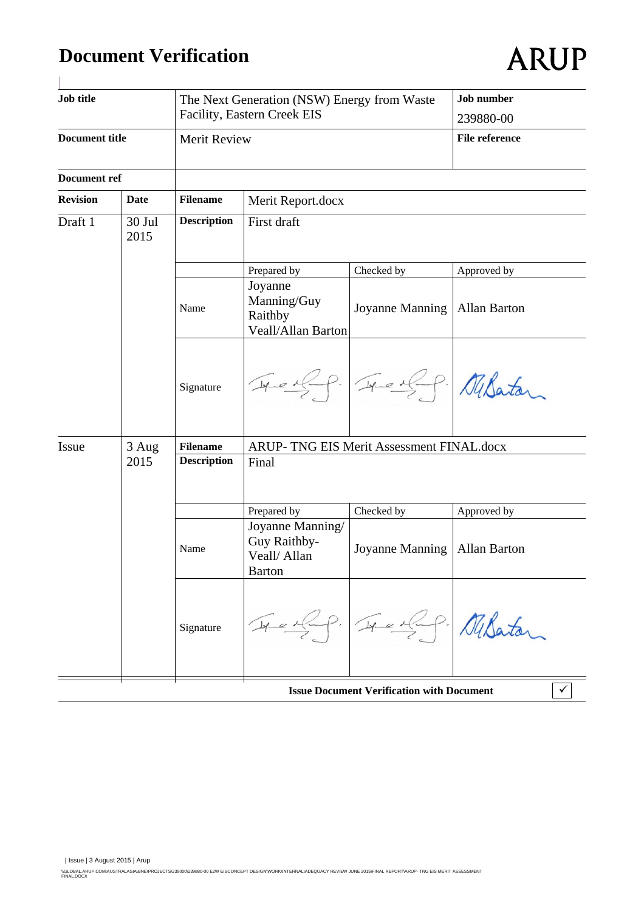# Document Verification

ARUP

| Job title | The Next Generation (NSW) Energy from Waste Facility, Eastern Creek EIS | | | Job number 239880-00 |
|---|---|---|---|---|
| **Document title** | Merit Review | | | **File reference** |
| **Document ref** | | | | |

| Revision | Date | Filename | Merit Report.docx | | |
|---|---|---|---|---|---|
| Draft 1 | 30 Jul 2015 | **Description** | First draft | | |
| | | | Prepared by | Checked by | Approved by |
| | | Name | Joyanne Manning/Guy Raithby Veall/Allan Barton | Joyanne Manning | Allan Barton |
| | | Signature | | | |
| Issue | 3 Aug 2015 | **Filename** | ARUP- TNG EIS Merit Assessment FINAL.docx | | |
| | | **Description** | Final | | |
| | | | Prepared by | Checked by | Approved by |
| | | Name | Joyanne Manning/ Guy Raithby-Veall/ Allan Barton | Joyanne Manning | Allan Barton |
| | | Signature | | | |

**Issue Document Verification with Document** ✓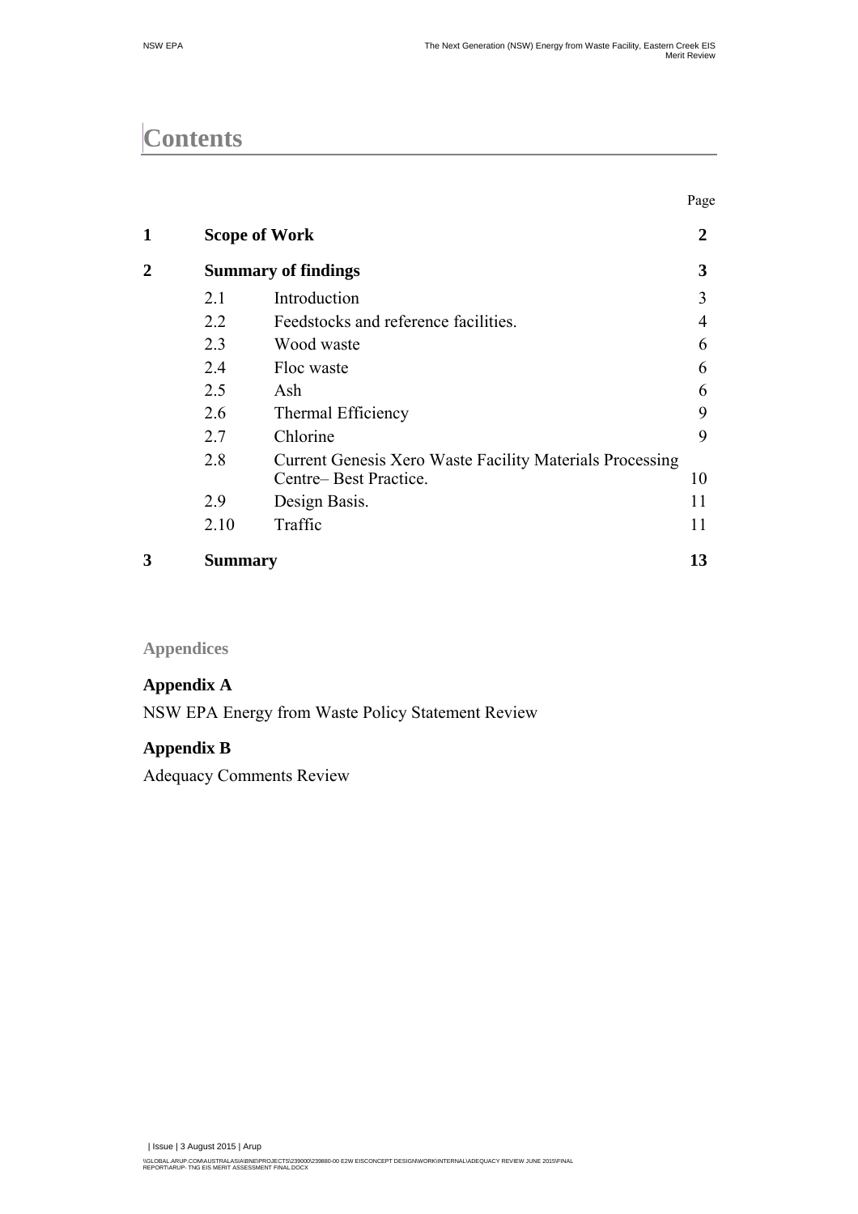# Contents

| | | | Page |
|---|---|---|---|
| **1** | **Scope of Work** | | **2** |
| **2** | **Summary of findings** | | **3** |
| | 2.1 | Introduction | 3 |
| | 2.2 | Feedstocks and reference facilities. | 4 |
| | 2.3 | Wood waste | 6 |
| | 2.4 | Floc waste | 6 |
| | 2.5 | Ash | 6 |
| | 2.6 | Thermal Efficiency | 9 |
| | 2.7 | Chlorine | 9 |
| | 2.8 | Current Genesis Xero Waste Facility Materials Processing Centre– Best Practice. | 10 |
| | 2.9 | Design Basis. | 11 |
| | 2.10 | Traffic | 11 |
| **3** | **Summary** | | **13** |

### Appendices

**Appendix A**

NSW EPA Energy from Waste Policy Statement Review

**Appendix B**

Adequacy Comments Review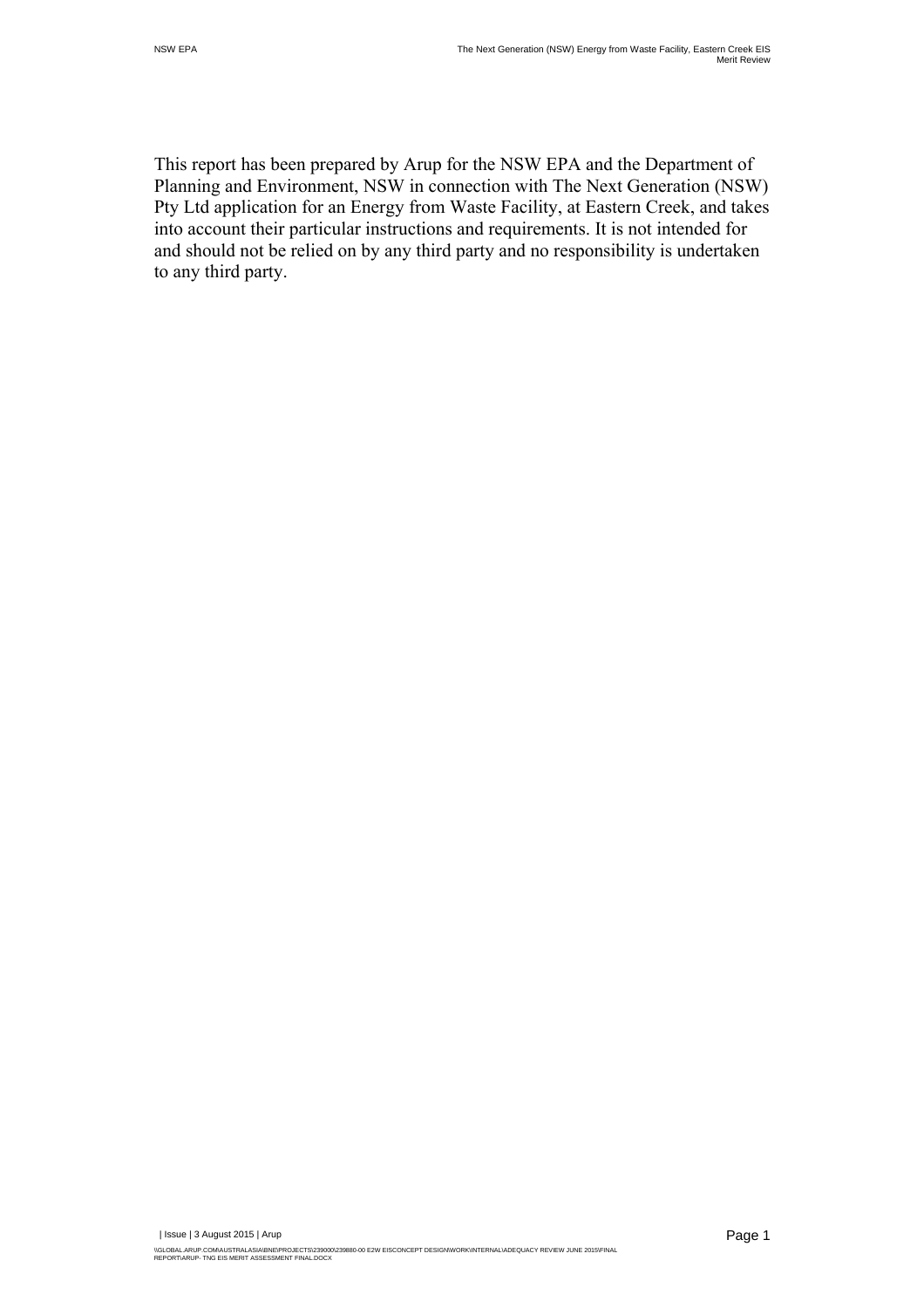This report has been prepared by Arup for the NSW EPA and the Department of Planning and Environment, NSW in connection with The Next Generation (NSW) Pty Ltd application for an Energy from Waste Facility, at Eastern Creek, and takes into account their particular instructions and requirements. It is not intended for and should not be relied on by any third party and no responsibility is undertaken to any third party.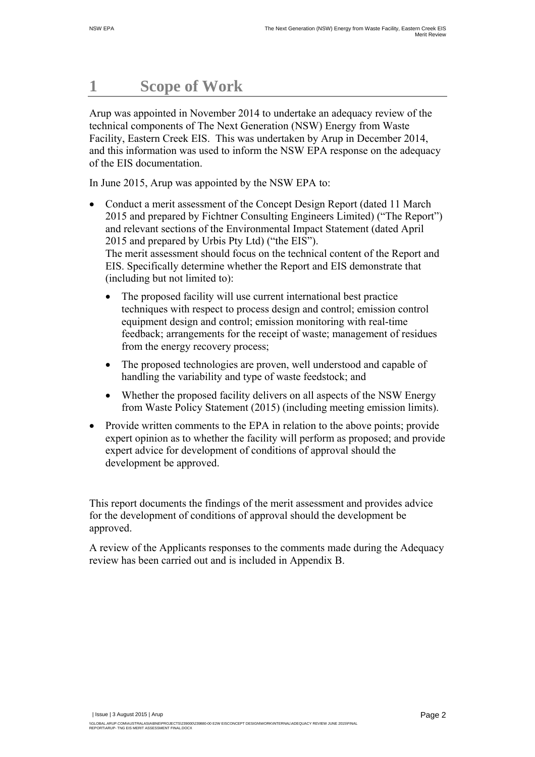# 1 Scope of Work

Arup was appointed in November 2014 to undertake an adequacy review of the technical components of The Next Generation (NSW) Energy from Waste Facility, Eastern Creek EIS. This was undertaken by Arup in December 2014, and this information was used to inform the NSW EPA response on the adequacy of the EIS documentation.

In June 2015, Arup was appointed by the NSW EPA to:

- Conduct a merit assessment of the Concept Design Report (dated 11 March 2015 and prepared by Fichtner Consulting Engineers Limited) ("The Report") and relevant sections of the Environmental Impact Statement (dated April 2015 and prepared by Urbis Pty Ltd) ("the EIS").
  The merit assessment should focus on the technical content of the Report and EIS. Specifically determine whether the Report and EIS demonstrate that (including but not limited to):
  - The proposed facility will use current international best practice techniques with respect to process design and control; emission control equipment design and control; emission monitoring with real-time feedback; arrangements for the receipt of waste; management of residues from the energy recovery process;
  - The proposed technologies are proven, well understood and capable of handling the variability and type of waste feedstock; and
  - Whether the proposed facility delivers on all aspects of the NSW Energy from Waste Policy Statement (2015) (including meeting emission limits).
- Provide written comments to the EPA in relation to the above points; provide expert opinion as to whether the facility will perform as proposed; and provide expert advice for development of conditions of approval should the development be approved.

This report documents the findings of the merit assessment and provides advice for the development of conditions of approval should the development be approved.

A review of the Applicants responses to the comments made during the Adequacy review has been carried out and is included in Appendix B.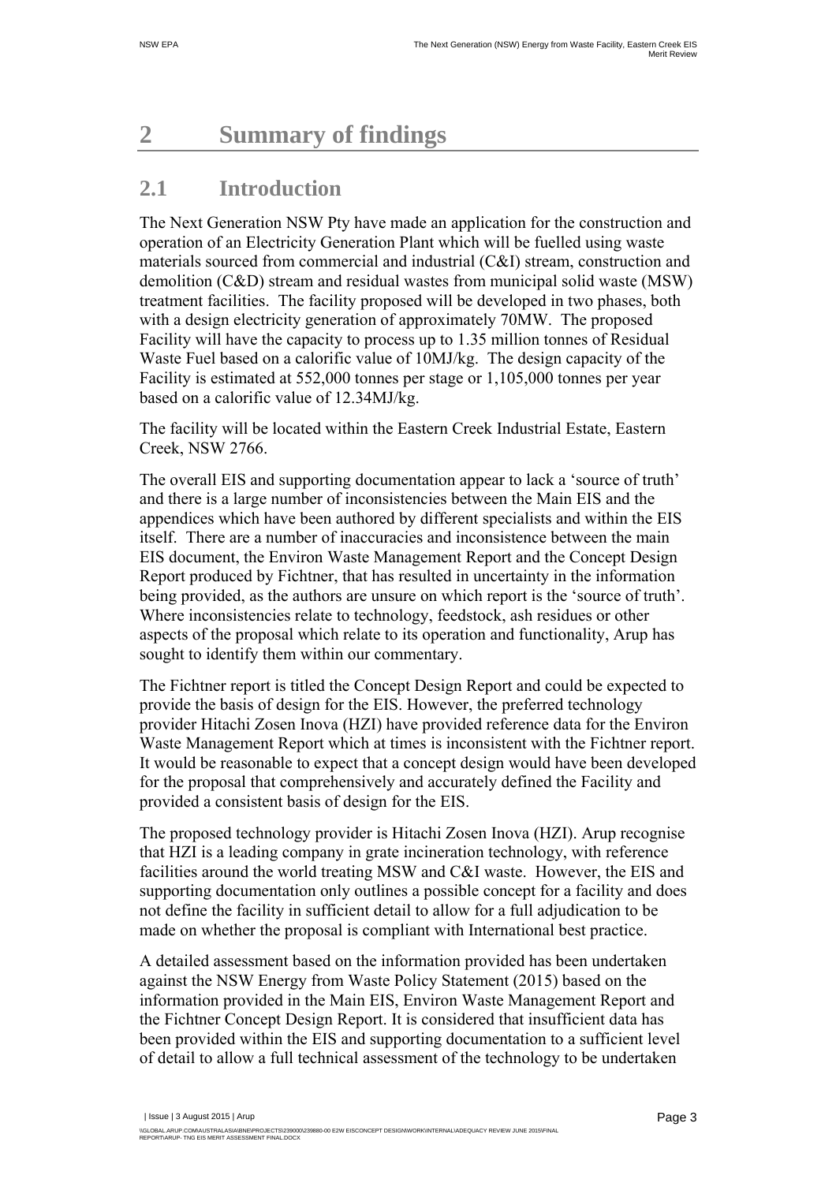# 2 Summary of findings

## 2.1 Introduction

The Next Generation NSW Pty have made an application for the construction and operation of an Electricity Generation Plant which will be fuelled using waste materials sourced from commercial and industrial (C&I) stream, construction and demolition (C&D) stream and residual wastes from municipal solid waste (MSW) treatment facilities. The facility proposed will be developed in two phases, both with a design electricity generation of approximately 70MW. The proposed Facility will have the capacity to process up to 1.35 million tonnes of Residual Waste Fuel based on a calorific value of 10MJ/kg. The design capacity of the Facility is estimated at 552,000 tonnes per stage or 1,105,000 tonnes per year based on a calorific value of 12.34MJ/kg.

The facility will be located within the Eastern Creek Industrial Estate, Eastern Creek, NSW 2766.

The overall EIS and supporting documentation appear to lack a 'source of truth' and there is a large number of inconsistencies between the Main EIS and the appendices which have been authored by different specialists and within the EIS itself. There are a number of inaccuracies and inconsistence between the main EIS document, the Environ Waste Management Report and the Concept Design Report produced by Fichtner, that has resulted in uncertainty in the information being provided, as the authors are unsure on which report is the 'source of truth'. Where inconsistencies relate to technology, feedstock, ash residues or other aspects of the proposal which relate to its operation and functionality, Arup has sought to identify them within our commentary.

The Fichtner report is titled the Concept Design Report and could be expected to provide the basis of design for the EIS. However, the preferred technology provider Hitachi Zosen Inova (HZI) have provided reference data for the Environ Waste Management Report which at times is inconsistent with the Fichtner report. It would be reasonable to expect that a concept design would have been developed for the proposal that comprehensively and accurately defined the Facility and provided a consistent basis of design for the EIS.

The proposed technology provider is Hitachi Zosen Inova (HZI). Arup recognise that HZI is a leading company in grate incineration technology, with reference facilities around the world treating MSW and C&I waste. However, the EIS and supporting documentation only outlines a possible concept for a facility and does not define the facility in sufficient detail to allow for a full adjudication to be made on whether the proposal is compliant with International best practice.

A detailed assessment based on the information provided has been undertaken against the NSW Energy from Waste Policy Statement (2015) based on the information provided in the Main EIS, Environ Waste Management Report and the Fichtner Concept Design Report. It is considered that insufficient data has been provided within the EIS and supporting documentation to a sufficient level of detail to allow a full technical assessment of the technology to be undertaken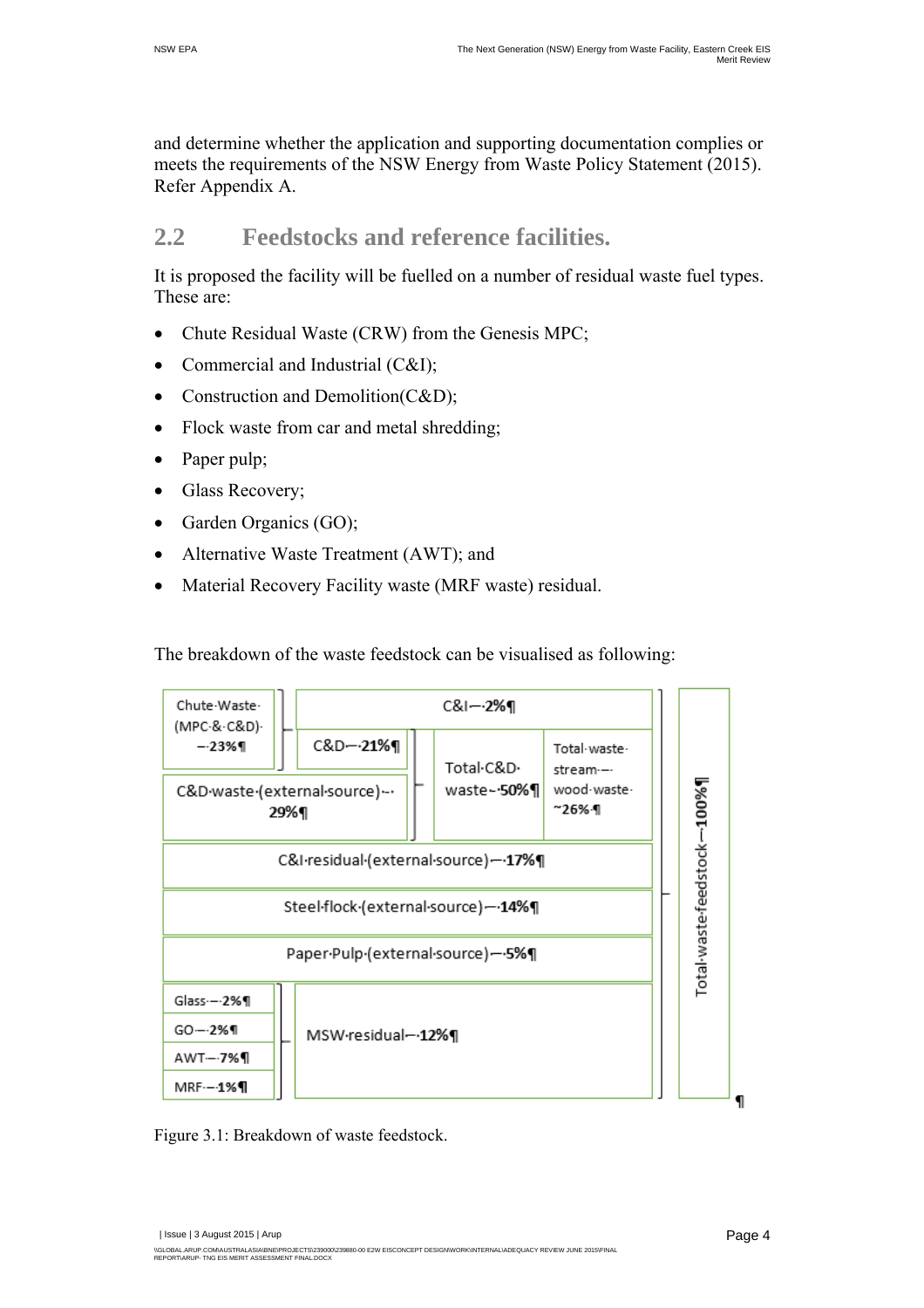and determine whether the application and supporting documentation complies or meets the requirements of the NSW Energy from Waste Policy Statement (2015). Refer Appendix A.

## 2.2 Feedstocks and reference facilities.

It is proposed the facility will be fuelled on a number of residual waste fuel types. These are:

- Chute Residual Waste (CRW) from the Genesis MPC;
- Commercial and Industrial (C&I);
- Construction and Demolition(C&D);
- Flock waste from car and metal shredding;
- Paper pulp;
- Glass Recovery;
- Garden Organics (GO);
- Alternative Waste Treatment (AWT); and
- Material Recovery Facility waste (MRF waste) residual.

The breakdown of the waste feedstock can be visualised as following:

- Chute Waste (MPC & C&D) – 23%
  - C&I – 2%
  - C&D – 21%
- C&D waste (external source) – 29%
- Total C&D waste – 50%
- Total waste stream – wood waste ~26%
- C&I residual (external source) – 17%
- Steel flock (external source) – 14%
- Paper Pulp (external source) – 5%
- MSW residual – 12%
  - Glass – 2%
  - GO – 2%
  - AWT – 7%
  - MRF – 1%
- Total waste feedstock – 100%

Figure 3.1: Breakdown of waste feedstock.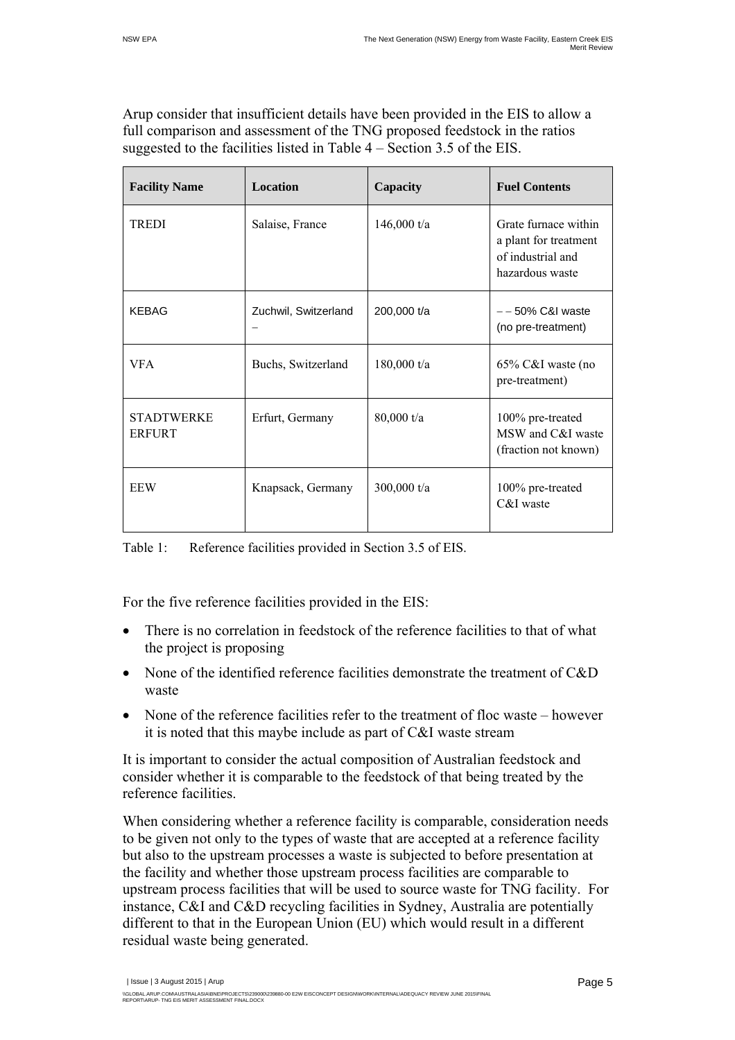Arup consider that insufficient details have been provided in the EIS to allow a full comparison and assessment of the TNG proposed feedstock in the ratios suggested to the facilities listed in Table 4 – Section 3.5 of the EIS.

| Facility Name | Location | Capacity | Fuel Contents |
|---|---|---|---|
| TREDI | Salaise, France | 146,000 t/a | Grate furnace within a plant for treatment of industrial and hazardous waste |
| KEBAG | Zuchwil, Switzerland – | 200,000 t/a | – – 50% C&I waste (no pre-treatment) |
| VFA | Buchs, Switzerland | 180,000 t/a | 65% C&I waste (no pre-treatment) |
| STADTWERKE ERFURT | Erfurt, Germany | 80,000 t/a | 100% pre-treated MSW and C&I waste (fraction not known) |
| EEW | Knapsack, Germany | 300,000 t/a | 100% pre-treated C&I waste |

Table 1: Reference facilities provided in Section 3.5 of EIS.

For the five reference facilities provided in the EIS:

- There is no correlation in feedstock of the reference facilities to that of what the project is proposing
- None of the identified reference facilities demonstrate the treatment of C&D waste
- None of the reference facilities refer to the treatment of floc waste – however it is noted that this maybe include as part of C&I waste stream

It is important to consider the actual composition of Australian feedstock and consider whether it is comparable to the feedstock of that being treated by the reference facilities.

When considering whether a reference facility is comparable, consideration needs to be given not only to the types of waste that are accepted at a reference facility but also to the upstream processes a waste is subjected to before presentation at the facility and whether those upstream process facilities are comparable to upstream process facilities that will be used to source waste for TNG facility. For instance, C&I and C&D recycling facilities in Sydney, Australia are potentially different to that in the European Union (EU) which would result in a different residual waste being generated.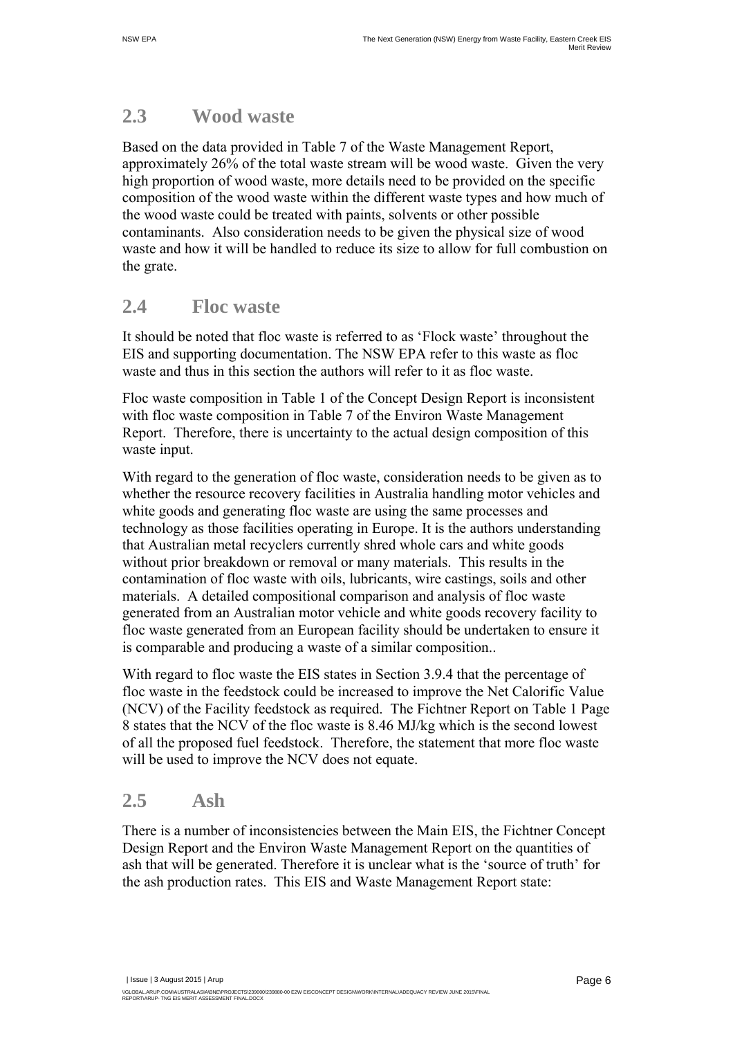## 2.3 Wood waste

Based on the data provided in Table 7 of the Waste Management Report, approximately 26% of the total waste stream will be wood waste. Given the very high proportion of wood waste, more details need to be provided on the specific composition of the wood waste within the different waste types and how much of the wood waste could be treated with paints, solvents or other possible contaminants. Also consideration needs to be given the physical size of wood waste and how it will be handled to reduce its size to allow for full combustion on the grate.

## 2.4 Floc waste

It should be noted that floc waste is referred to as 'Flock waste' throughout the EIS and supporting documentation. The NSW EPA refer to this waste as floc waste and thus in this section the authors will refer to it as floc waste.

Floc waste composition in Table 1 of the Concept Design Report is inconsistent with floc waste composition in Table 7 of the Environ Waste Management Report. Therefore, there is uncertainty to the actual design composition of this waste input.

With regard to the generation of floc waste, consideration needs to be given as to whether the resource recovery facilities in Australia handling motor vehicles and white goods and generating floc waste are using the same processes and technology as those facilities operating in Europe. It is the authors understanding that Australian metal recyclers currently shred whole cars and white goods without prior breakdown or removal or many materials. This results in the contamination of floc waste with oils, lubricants, wire castings, soils and other materials. A detailed compositional comparison and analysis of floc waste generated from an Australian motor vehicle and white goods recovery facility to floc waste generated from an European facility should be undertaken to ensure it is comparable and producing a waste of a similar composition..

With regard to floc waste the EIS states in Section 3.9.4 that the percentage of floc waste in the feedstock could be increased to improve the Net Calorific Value (NCV) of the Facility feedstock as required. The Fichtner Report on Table 1 Page 8 states that the NCV of the floc waste is 8.46 MJ/kg which is the second lowest of all the proposed fuel feedstock. Therefore, the statement that more floc waste will be used to improve the NCV does not equate.

## 2.5 Ash

There is a number of inconsistencies between the Main EIS, the Fichtner Concept Design Report and the Environ Waste Management Report on the quantities of ash that will be generated. Therefore it is unclear what is the 'source of truth' for the ash production rates. This EIS and Waste Management Report state: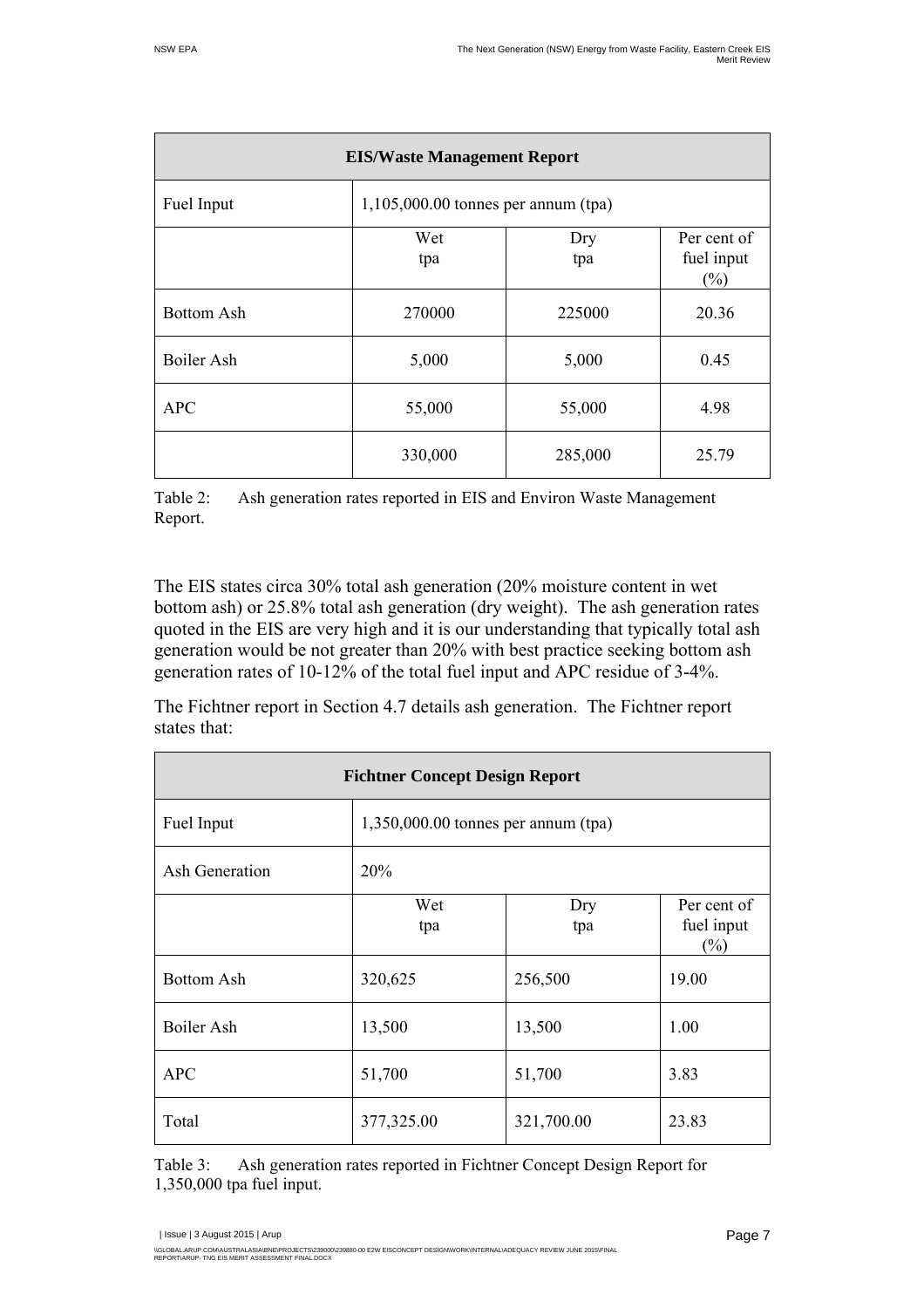| EIS/Waste Management Report | | | |
|---|---|---|---|
| Fuel Input | 1,105,000.00 tonnes per annum (tpa) | | |
| | Wet tpa | Dry tpa | Per cent of fuel input (%) |
| Bottom Ash | 270000 | 225000 | 20.36 |
| Boiler Ash | 5,000 | 5,000 | 0.45 |
| APC | 55,000 | 55,000 | 4.98 |
| | 330,000 | 285,000 | 25.79 |

Table 2: Ash generation rates reported in EIS and Environ Waste Management Report.

The EIS states circa 30% total ash generation (20% moisture content in wet bottom ash) or 25.8% total ash generation (dry weight). The ash generation rates quoted in the EIS are very high and it is our understanding that typically total ash generation would be not greater than 20% with best practice seeking bottom ash generation rates of 10-12% of the total fuel input and APC residue of 3-4%.

The Fichtner report in Section 4.7 details ash generation. The Fichtner report states that:

| Fichtner Concept Design Report | | | |
|---|---|---|---|
| Fuel Input | 1,350,000.00 tonnes per annum (tpa) | | |
| Ash Generation | 20% | | |
| | Wet tpa | Dry tpa | Per cent of fuel input (%) |
| Bottom Ash | 320,625 | 256,500 | 19.00 |
| Boiler Ash | 13,500 | 13,500 | 1.00 |
| APC | 51,700 | 51,700 | 3.83 |
| Total | 377,325.00 | 321,700.00 | 23.83 |

Table 3: Ash generation rates reported in Fichtner Concept Design Report for 1,350,000 tpa fuel input.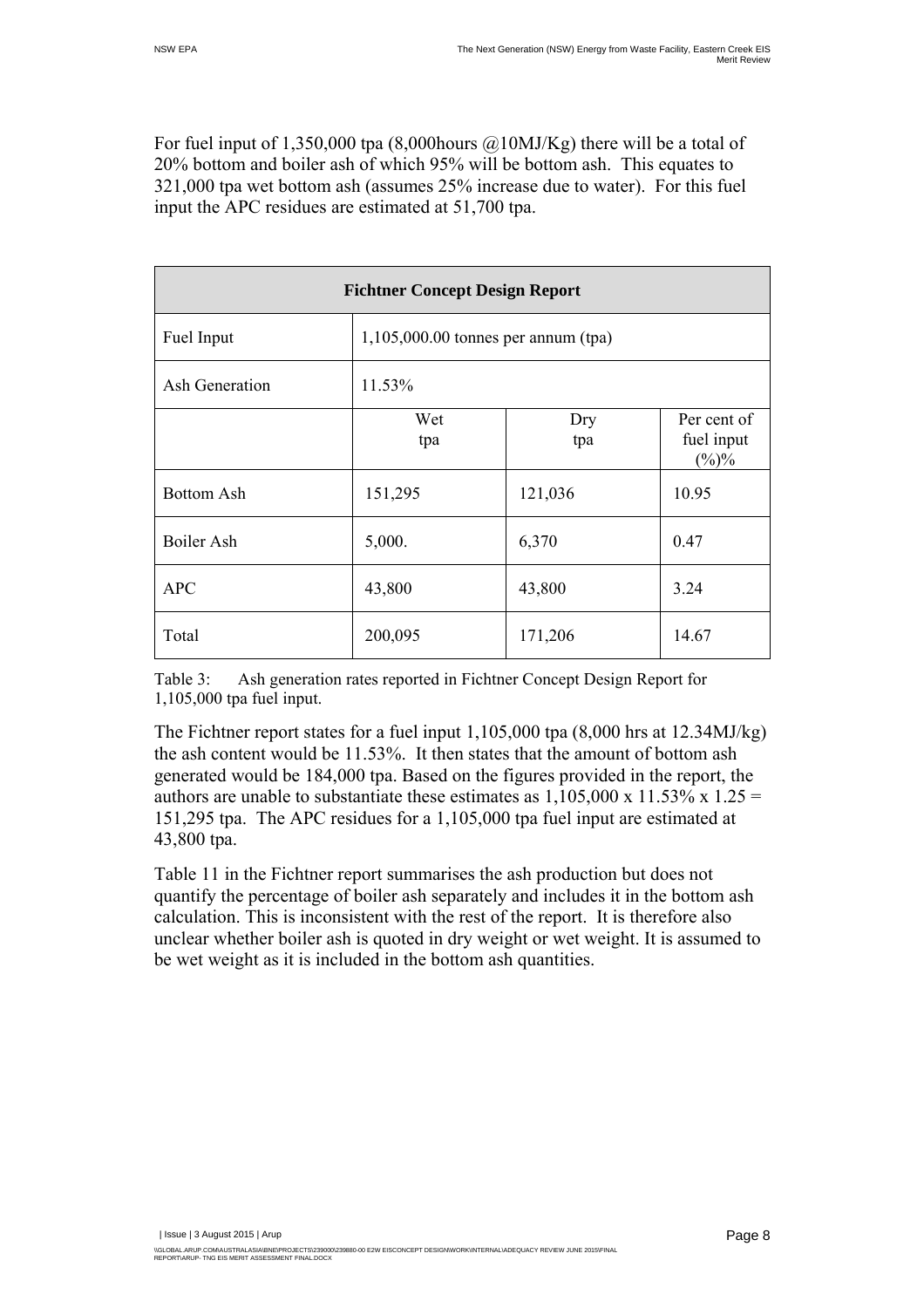For fuel input of 1,350,000 tpa (8,000hours @10MJ/Kg) there will be a total of 20% bottom and boiler ash of which 95% will be bottom ash. This equates to 321,000 tpa wet bottom ash (assumes 25% increase due to water). For this fuel input the APC residues are estimated at 51,700 tpa.

| Fichtner Concept Design Report | | | |
|---|---|---|---|
| Fuel Input | 1,105,000.00 tonnes per annum (tpa) | | |
| Ash Generation | 11.53% | | |
| | Wet tpa | Dry tpa | Per cent of fuel input (%)% |
| Bottom Ash | 151,295 | 121,036 | 10.95 |
| Boiler Ash | 5,000. | 6,370 | 0.47 |
| APC | 43,800 | 43,800 | 3.24 |
| Total | 200,095 | 171,206 | 14.67 |

Table 3: Ash generation rates reported in Fichtner Concept Design Report for 1,105,000 tpa fuel input.

The Fichtner report states for a fuel input 1,105,000 tpa (8,000 hrs at 12.34MJ/kg) the ash content would be 11.53%. It then states that the amount of bottom ash generated would be 184,000 tpa. Based on the figures provided in the report, the authors are unable to substantiate these estimates as 1,105,000 x 11.53% x 1.25 = 151,295 tpa. The APC residues for a 1,105,000 tpa fuel input are estimated at 43,800 tpa.

Table 11 in the Fichtner report summarises the ash production but does not quantify the percentage of boiler ash separately and includes it in the bottom ash calculation. This is inconsistent with the rest of the report. It is therefore also unclear whether boiler ash is quoted in dry weight or wet weight. It is assumed to be wet weight as it is included in the bottom ash quantities.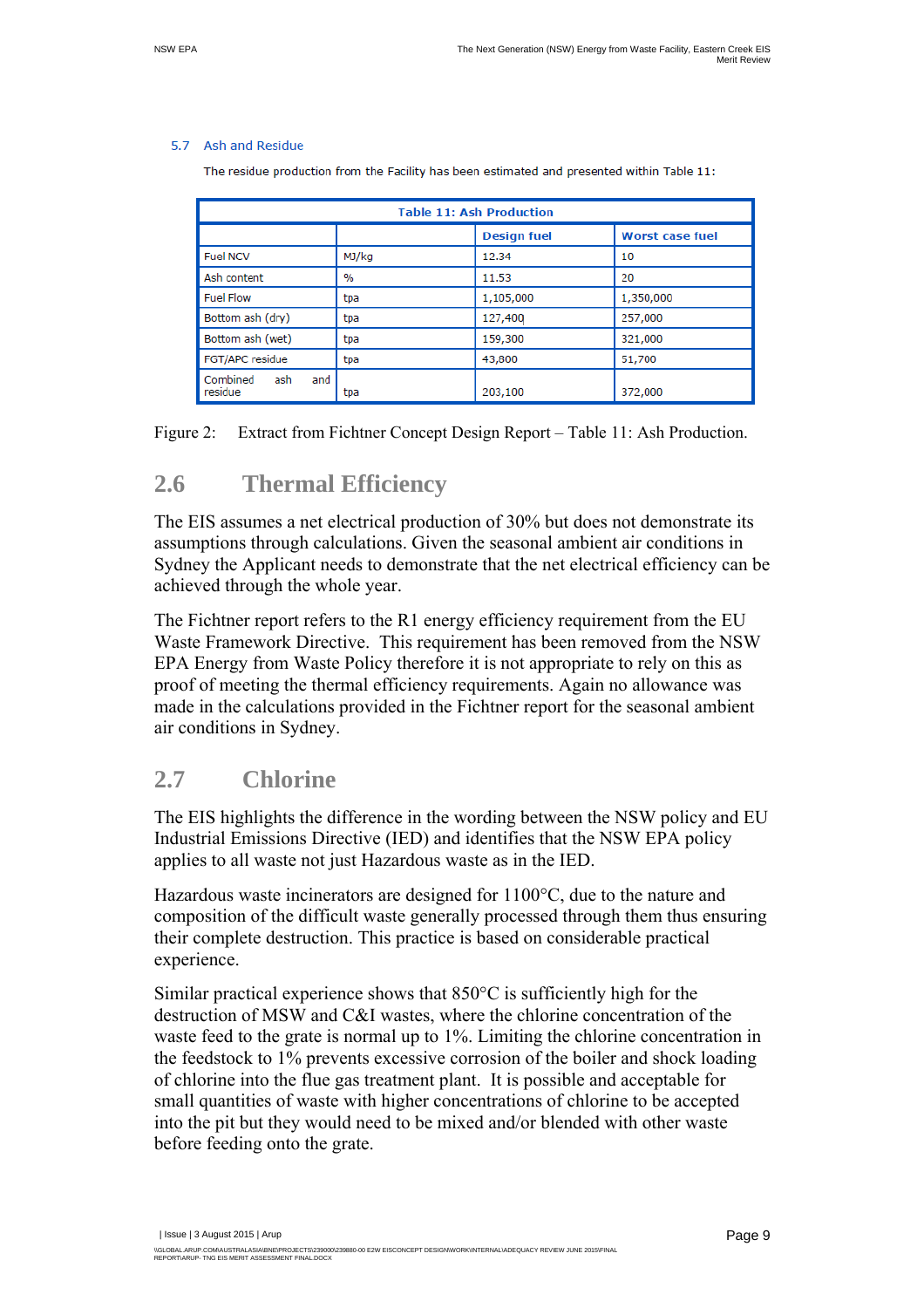5.7 Ash and Residue

The residue production from the Facility has been estimated and presented within Table 11:

| Table 11: Ash Production | | | |
|---|---|---|---|
| | | Design fuel | Worst case fuel |
| Fuel NCV | MJ/kg | 12.34 | 10 |
| Ash content | % | 11.53 | 20 |
| Fuel Flow | tpa | 1,105,000 | 1,350,000 |
| Bottom ash (dry) | tpa | 127,400 | 257,000 |
| Bottom ash (wet) | tpa | 159,300 | 321,000 |
| FGT/APC residue | tpa | 43,800 | 51,700 |
| Combined ash and residue | tpa | 203,100 | 372,000 |

Figure 2: Extract from Fichtner Concept Design Report – Table 11: Ash Production.

## 2.6 Thermal Efficiency

The EIS assumes a net electrical production of 30% but does not demonstrate its assumptions through calculations. Given the seasonal ambient air conditions in Sydney the Applicant needs to demonstrate that the net electrical efficiency can be achieved through the whole year.

The Fichtner report refers to the R1 energy efficiency requirement from the EU Waste Framework Directive. This requirement has been removed from the NSW EPA Energy from Waste Policy therefore it is not appropriate to rely on this as proof of meeting the thermal efficiency requirements. Again no allowance was made in the calculations provided in the Fichtner report for the seasonal ambient air conditions in Sydney.

## 2.7 Chlorine

The EIS highlights the difference in the wording between the NSW policy and EU Industrial Emissions Directive (IED) and identifies that the NSW EPA policy applies to all waste not just Hazardous waste as in the IED.

Hazardous waste incinerators are designed for 1100°C, due to the nature and composition of the difficult waste generally processed through them thus ensuring their complete destruction. This practice is based on considerable practical experience.

Similar practical experience shows that 850°C is sufficiently high for the destruction of MSW and C&I wastes, where the chlorine concentration of the waste feed to the grate is normal up to 1%. Limiting the chlorine concentration in the feedstock to 1% prevents excessive corrosion of the boiler and shock loading of chlorine into the flue gas treatment plant. It is possible and acceptable for small quantities of waste with higher concentrations of chlorine to be accepted into the pit but they would need to be mixed and/or blended with other waste before feeding onto the grate.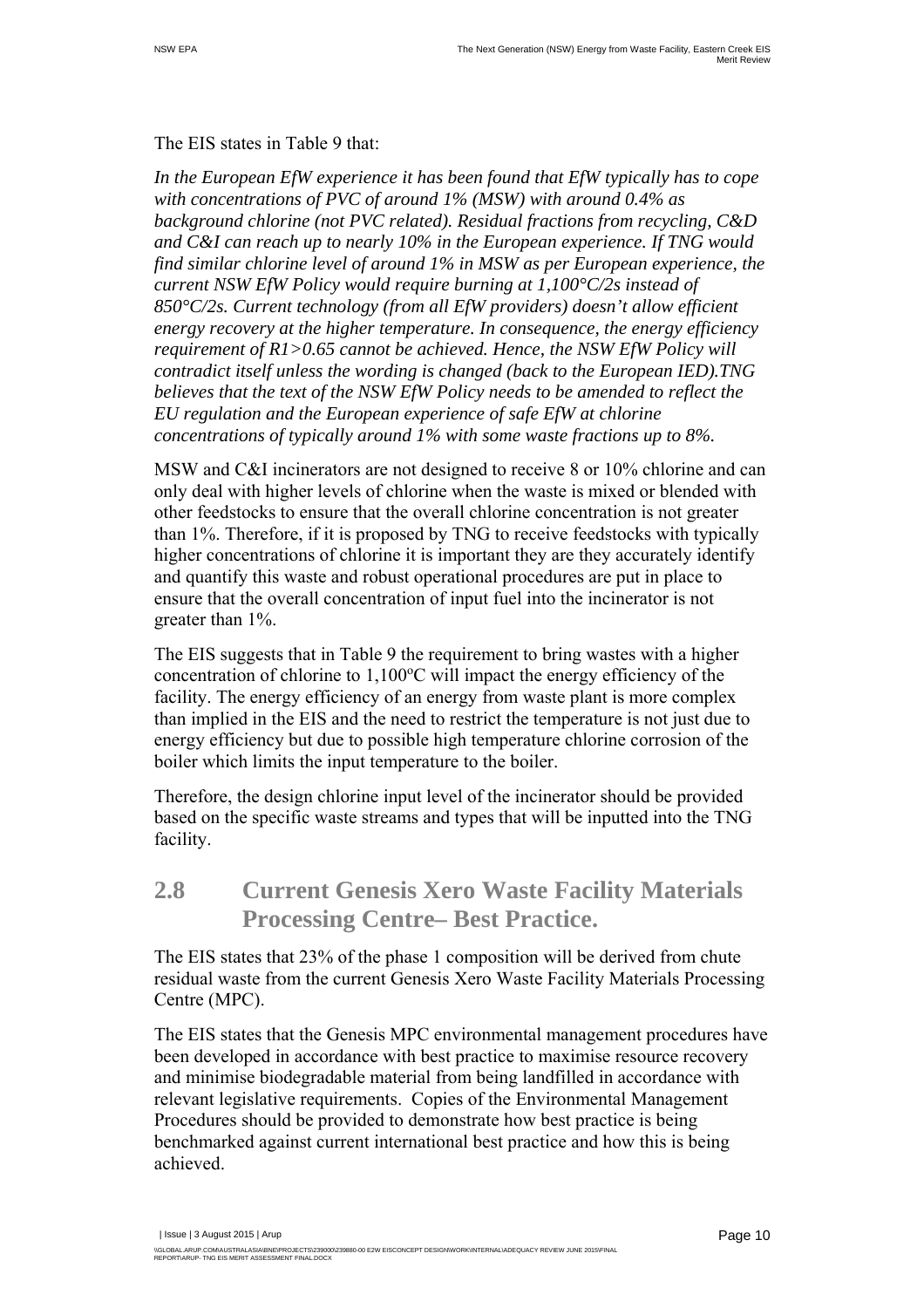The EIS states in Table 9 that:

*In the European EfW experience it has been found that EfW typically has to cope with concentrations of PVC of around 1% (MSW) with around 0.4% as background chlorine (not PVC related). Residual fractions from recycling, C&D and C&I can reach up to nearly 10% in the European experience. If TNG would find similar chlorine level of around 1% in MSW as per European experience, the current NSW EfW Policy would require burning at 1,100°C/2s instead of 850°C/2s. Current technology (from all EfW providers) doesn't allow efficient energy recovery at the higher temperature. In consequence, the energy efficiency requirement of R1>0.65 cannot be achieved. Hence, the NSW EfW Policy will contradict itself unless the wording is changed (back to the European IED).TNG believes that the text of the NSW EfW Policy needs to be amended to reflect the EU regulation and the European experience of safe EfW at chlorine concentrations of typically around 1% with some waste fractions up to 8%.*

MSW and C&I incinerators are not designed to receive 8 or 10% chlorine and can only deal with higher levels of chlorine when the waste is mixed or blended with other feedstocks to ensure that the overall chlorine concentration is not greater than 1%. Therefore, if it is proposed by TNG to receive feedstocks with typically higher concentrations of chlorine it is important they are they accurately identify and quantify this waste and robust operational procedures are put in place to ensure that the overall concentration of input fuel into the incinerator is not greater than 1%.

The EIS suggests that in Table 9 the requirement to bring wastes with a higher concentration of chlorine to 1,100°C will impact the energy efficiency of the facility. The energy efficiency of an energy from waste plant is more complex than implied in the EIS and the need to restrict the temperature is not just due to energy efficiency but due to possible high temperature chlorine corrosion of the boiler which limits the input temperature to the boiler.

Therefore, the design chlorine input level of the incinerator should be provided based on the specific waste streams and types that will be inputted into the TNG facility.

## 2.8 Current Genesis Xero Waste Facility Materials Processing Centre– Best Practice.

The EIS states that 23% of the phase 1 composition will be derived from chute residual waste from the current Genesis Xero Waste Facility Materials Processing Centre (MPC).

The EIS states that the Genesis MPC environmental management procedures have been developed in accordance with best practice to maximise resource recovery and minimise biodegradable material from being landfilled in accordance with relevant legislative requirements. Copies of the Environmental Management Procedures should be provided to demonstrate how best practice is being benchmarked against current international best practice and how this is being achieved.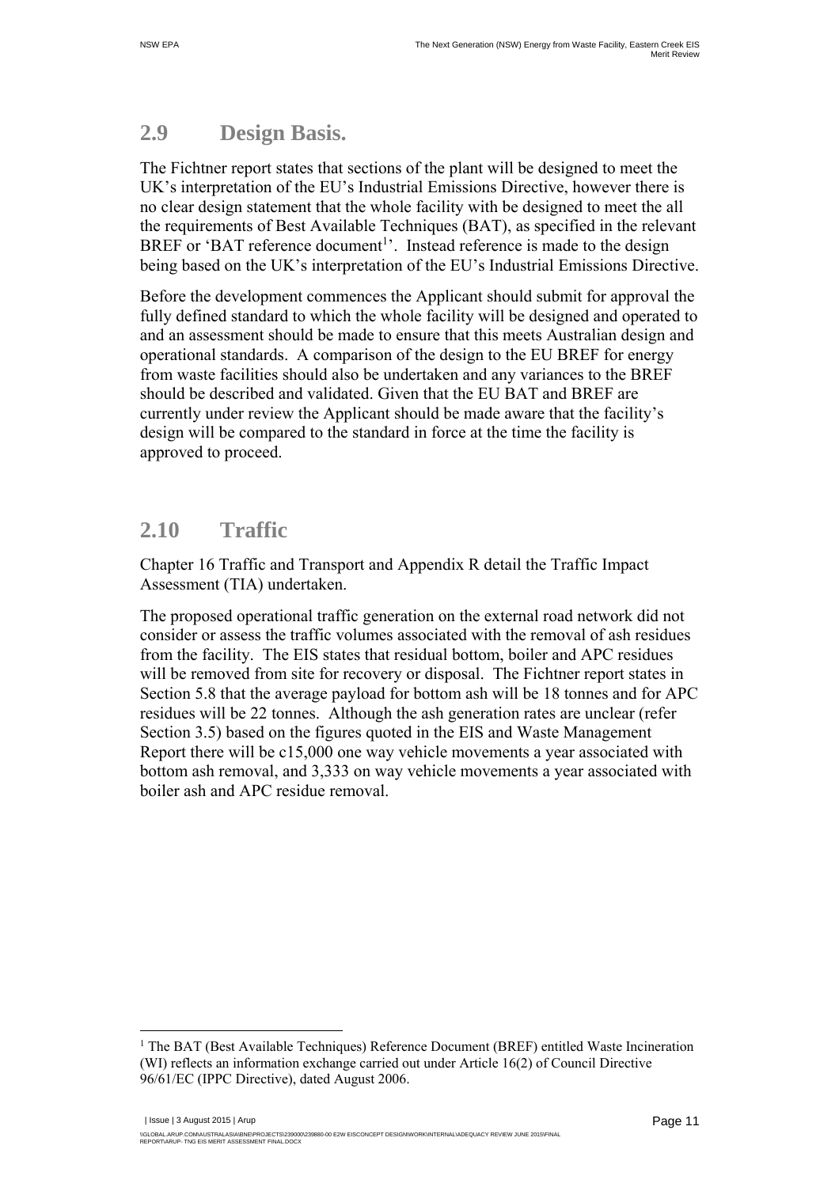## 2.9 Design Basis.

The Fichtner report states that sections of the plant will be designed to meet the UK's interpretation of the EU's Industrial Emissions Directive, however there is no clear design statement that the whole facility with be designed to meet the all the requirements of Best Available Techniques (BAT), as specified in the relevant BREF or 'BAT reference document[1]'. Instead reference is made to the design being based on the UK's interpretation of the EU's Industrial Emissions Directive.

Before the development commences the Applicant should submit for approval the fully defined standard to which the whole facility will be designed and operated to and an assessment should be made to ensure that this meets Australian design and operational standards. A comparison of the design to the EU BREF for energy from waste facilities should also be undertaken and any variances to the BREF should be described and validated. Given that the EU BAT and BREF are currently under review the Applicant should be made aware that the facility's design will be compared to the standard in force at the time the facility is approved to proceed.

## 2.10 Traffic

Chapter 16 Traffic and Transport and Appendix R detail the Traffic Impact Assessment (TIA) undertaken.

The proposed operational traffic generation on the external road network did not consider or assess the traffic volumes associated with the removal of ash residues from the facility. The EIS states that residual bottom, boiler and APC residues will be removed from site for recovery or disposal. The Fichtner report states in Section 5.8 that the average payload for bottom ash will be 18 tonnes and for APC residues will be 22 tonnes. Although the ash generation rates are unclear (refer Section 3.5) based on the figures quoted in the EIS and Waste Management Report there will be c15,000 one way vehicle movements a year associated with bottom ash removal, and 3,333 on way vehicle movements a year associated with boiler ash and APC residue removal.

[1] The BAT (Best Available Techniques) Reference Document (BREF) entitled Waste Incineration (WI) reflects an information exchange carried out under Article 16(2) of Council Directive 96/61/EC (IPPC Directive), dated August 2006.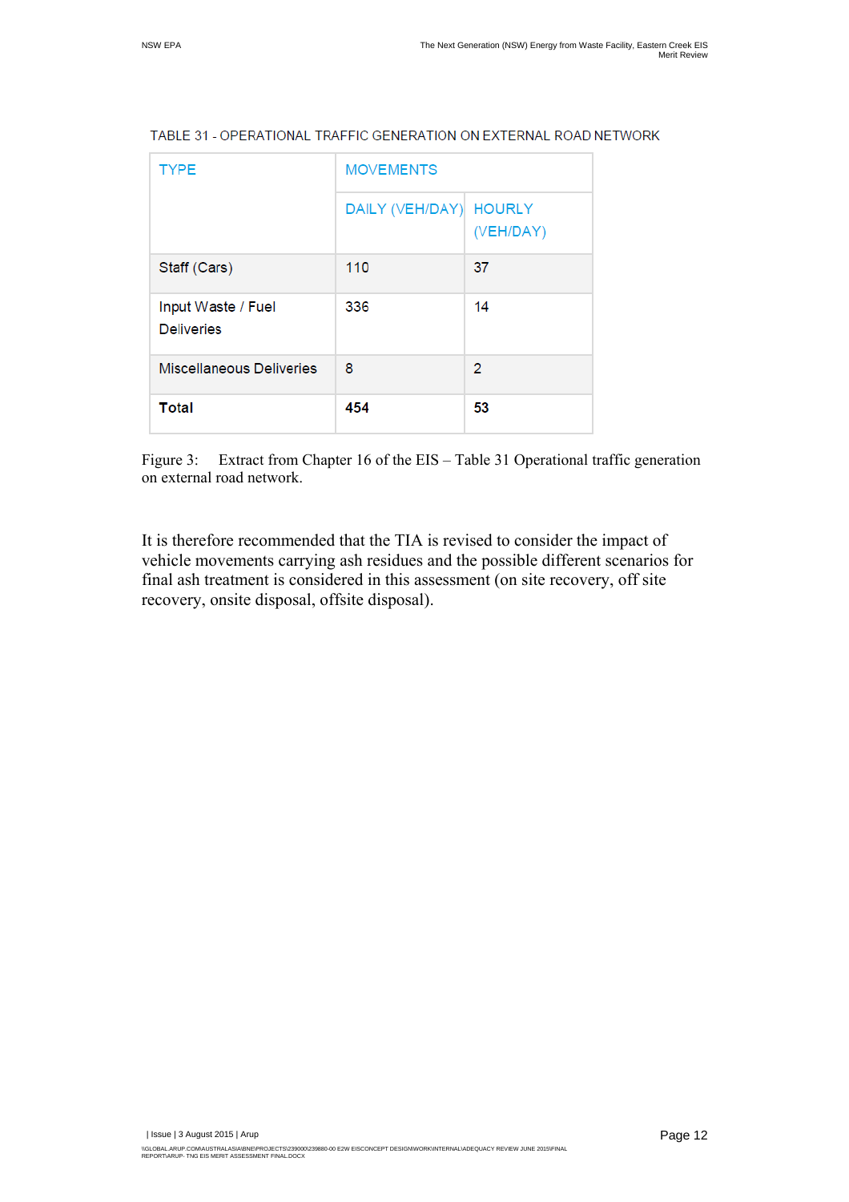TABLE 31 - OPERATIONAL TRAFFIC GENERATION ON EXTERNAL ROAD NETWORK

| TYPE | MOVEMENTS | |
|---|---|---|
| | DAILY (VEH/DAY) | HOURLY (VEH/DAY) |
| Staff (Cars) | 110 | 37 |
| Input Waste / Fuel Deliveries | 336 | 14 |
| Miscellaneous Deliveries | 8 | 2 |
| **Total** | **454** | **53** |

Figure 3: Extract from Chapter 16 of the EIS – Table 31 Operational traffic generation on external road network.

It is therefore recommended that the TIA is revised to consider the impact of vehicle movements carrying ash residues and the possible different scenarios for final ash treatment is considered in this assessment (on site recovery, off site recovery, onsite disposal, offsite disposal).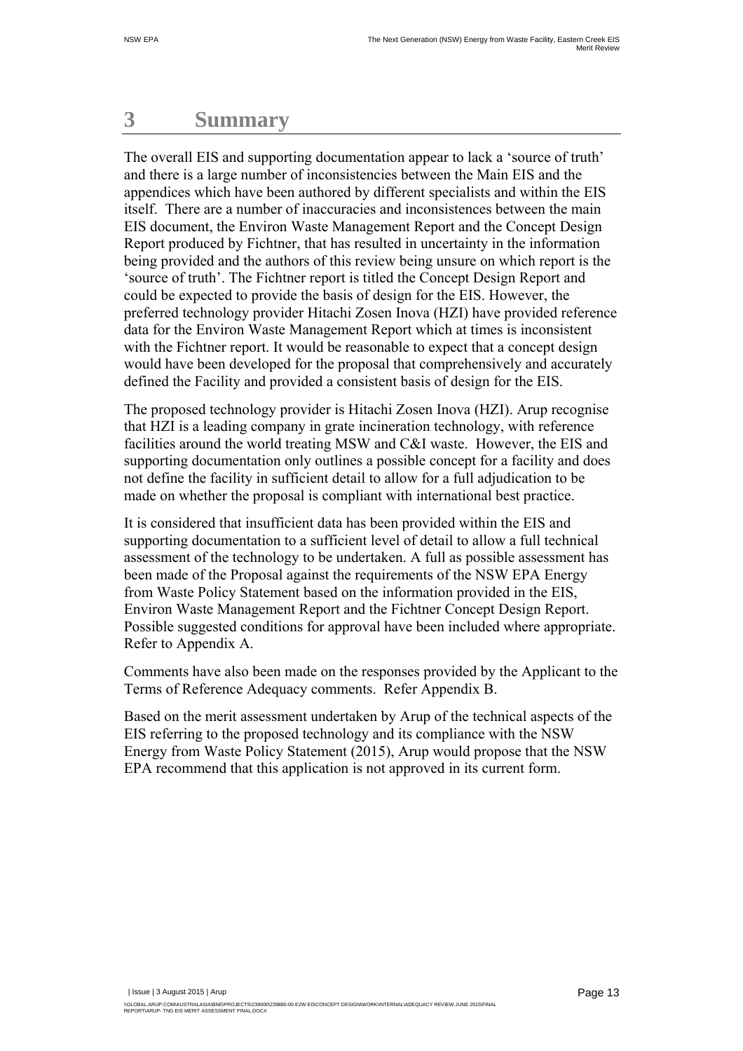# 3 Summary

The overall EIS and supporting documentation appear to lack a 'source of truth' and there is a large number of inconsistencies between the Main EIS and the appendices which have been authored by different specialists and within the EIS itself. There are a number of inaccuracies and inconsistences between the main EIS document, the Environ Waste Management Report and the Concept Design Report produced by Fichtner, that has resulted in uncertainty in the information being provided and the authors of this review being unsure on which report is the 'source of truth'. The Fichtner report is titled the Concept Design Report and could be expected to provide the basis of design for the EIS. However, the preferred technology provider Hitachi Zosen Inova (HZI) have provided reference data for the Environ Waste Management Report which at times is inconsistent with the Fichtner report. It would be reasonable to expect that a concept design would have been developed for the proposal that comprehensively and accurately defined the Facility and provided a consistent basis of design for the EIS.

The proposed technology provider is Hitachi Zosen Inova (HZI). Arup recognise that HZI is a leading company in grate incineration technology, with reference facilities around the world treating MSW and C&I waste. However, the EIS and supporting documentation only outlines a possible concept for a facility and does not define the facility in sufficient detail to allow for a full adjudication to be made on whether the proposal is compliant with international best practice.

It is considered that insufficient data has been provided within the EIS and supporting documentation to a sufficient level of detail to allow a full technical assessment of the technology to be undertaken. A full as possible assessment has been made of the Proposal against the requirements of the NSW EPA Energy from Waste Policy Statement based on the information provided in the EIS, Environ Waste Management Report and the Fichtner Concept Design Report. Possible suggested conditions for approval have been included where appropriate. Refer to Appendix A.

Comments have also been made on the responses provided by the Applicant to the Terms of Reference Adequacy comments. Refer Appendix B.

Based on the merit assessment undertaken by Arup of the technical aspects of the EIS referring to the proposed technology and its compliance with the NSW Energy from Waste Policy Statement (2015), Arup would propose that the NSW EPA recommend that this application is not approved in its current form.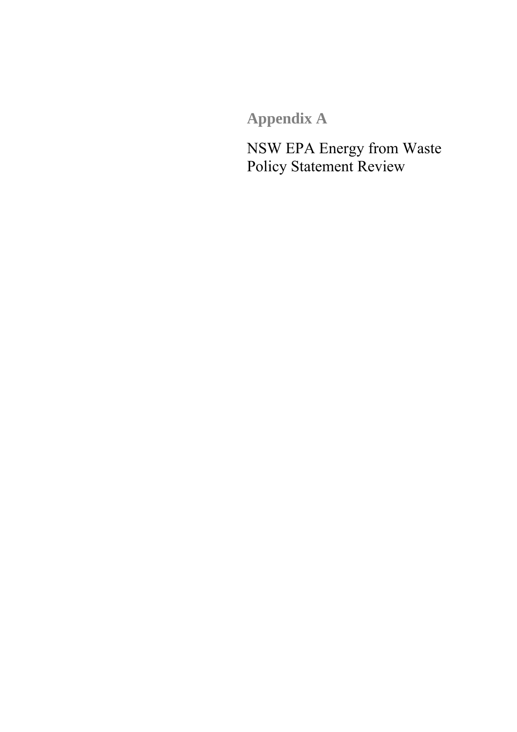# Appendix A

## NSW EPA Energy from Waste Policy Statement Review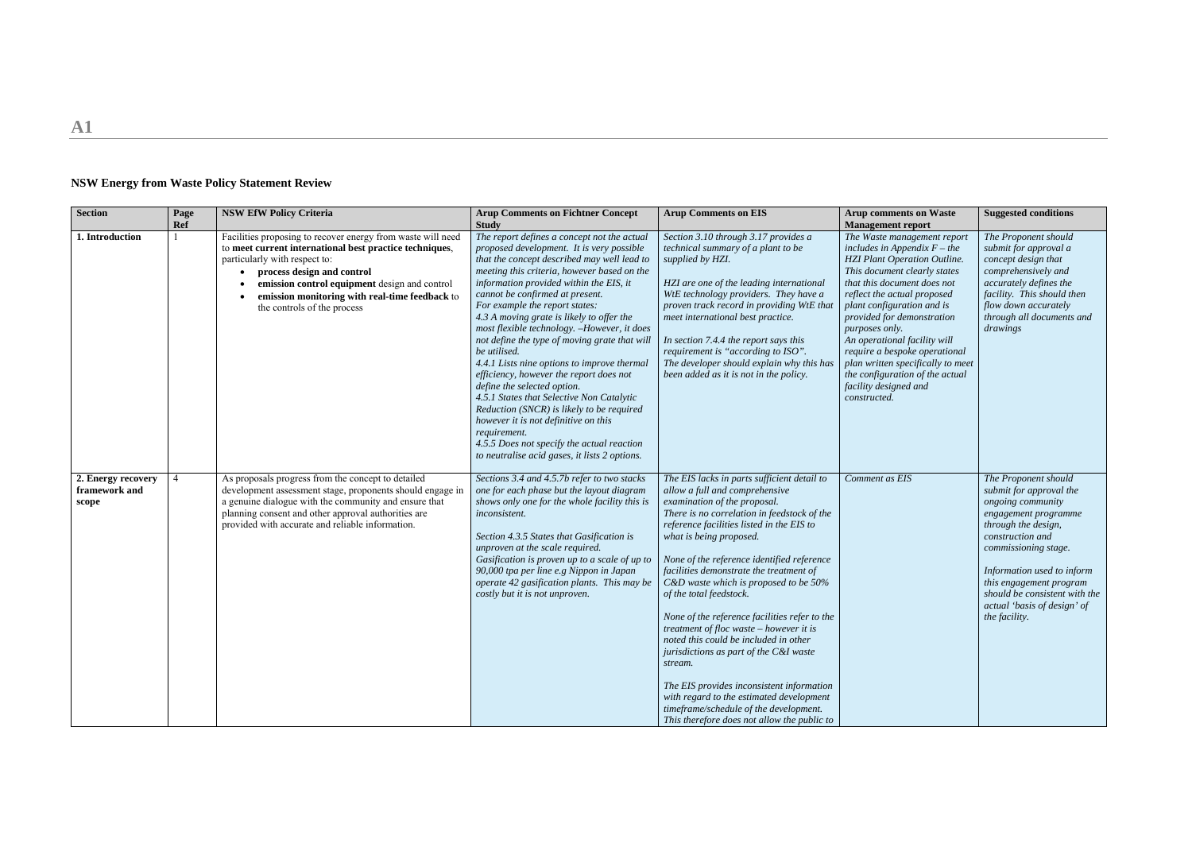# A1

## NSW Energy from Waste Policy Statement Review

| Section | Page Ref | NSW EfW Policy Criteria | Arup Comments on Fichtner Concept Study | Arup Comments on EIS | Arup comments on Waste Management report | Suggested conditions |
|---|---|---|---|---|---|---|
| **1. Introduction** | 1 | Facilities proposing to recover energy from waste will need to **meet current international best practice techniques**, particularly with respect to:<br>• **process design and control**<br>• **emission control equipment** design and control<br>• **emission monitoring with real-time feedback** to the controls of the process | *The report defines a concept not the actual proposed development. It is very possible that the concept described may well lead to meeting this criteria, however based on the information provided within the EIS, it cannot be confirmed at present.*<br>*For example the report states:*<br>*4.3 A moving grate is likely to offer the most flexible technology. –However, it does not define the type of moving grate that will be utilised.*<br>*4.4.1 Lists nine options to improve thermal efficiency, however the report does not define the selected option.*<br>*4.5.1 States that Selective Non Catalytic Reduction (SNCR) is likely to be required however it is not definitive on this requirement.*<br>*4.5.5 Does not specify the actual reaction to neutralise acid gases, it lists 2 options.* | *Section 3.10 through 3.17 provides a technical summary of a plant to be supplied by HZI.*<br><br>*HZI are one of the leading international WtE technology providers. They have a proven track record in providing WtE that meet international best practice.*<br><br>*In section 7.4.4 the report says this requirement is "according to ISO". The developer should explain why this has been added as it is not in the policy.* | *The Waste management report includes in Appendix F – the HZI Plant Operation Outline. This document clearly states that this document does not reflect the actual proposed plant configuration and is provided for demonstration purposes only.*<br>*An operational facility will require a bespoke operational plan written specifically to meet the configuration of the actual facility designed and constructed.* | *The Proponent should submit for approval a concept design that comprehensively and accurately defines the facility. This should then flow down accurately through all documents and drawings* |
| **2. Energy recovery framework and scope** | 4 | As proposals progress from the concept to detailed development assessment stage, proponents should engage in a genuine dialogue with the community and ensure that planning consent and other approval authorities are provided with accurate and reliable information. | *Sections 3.4 and 4.5.7b refer to two stacks one for each phase but the layout diagram shows only one for the whole facility this is inconsistent.*<br><br>*Section 4.3.5 States that Gasification is unproven at the scale required.*<br>*Gasification is proven up to a scale of up to 90,000 tpa per line e.g Nippon in Japan operate 42 gasification plants. This may be costly but it is not unproven.* | *The EIS lacks in parts sufficient detail to allow a full and comprehensive examination of the proposal.*<br>*There is no correlation in feedstock of the reference facilities listed in the EIS to what is being proposed.*<br><br>*None of the reference identified reference facilities demonstrate the treatment of C&D waste which is proposed to be 50% of the total feedstock.*<br><br>*None of the reference facilities refer to the treatment of floc waste – however it is noted this could be included in other jurisdictions as part of the C&I waste stream.*<br><br>*The EIS provides inconsistent information with regard to the estimated development timeframe/schedule of the development. This therefore does not allow the public to* | *Comment as EIS* | *The Proponent should submit for approval the ongoing community engagement programme through the design, construction and commissioning stage.*<br><br>*Information used to inform this engagement program should be consistent with the actual 'basis of design' of the facility.* |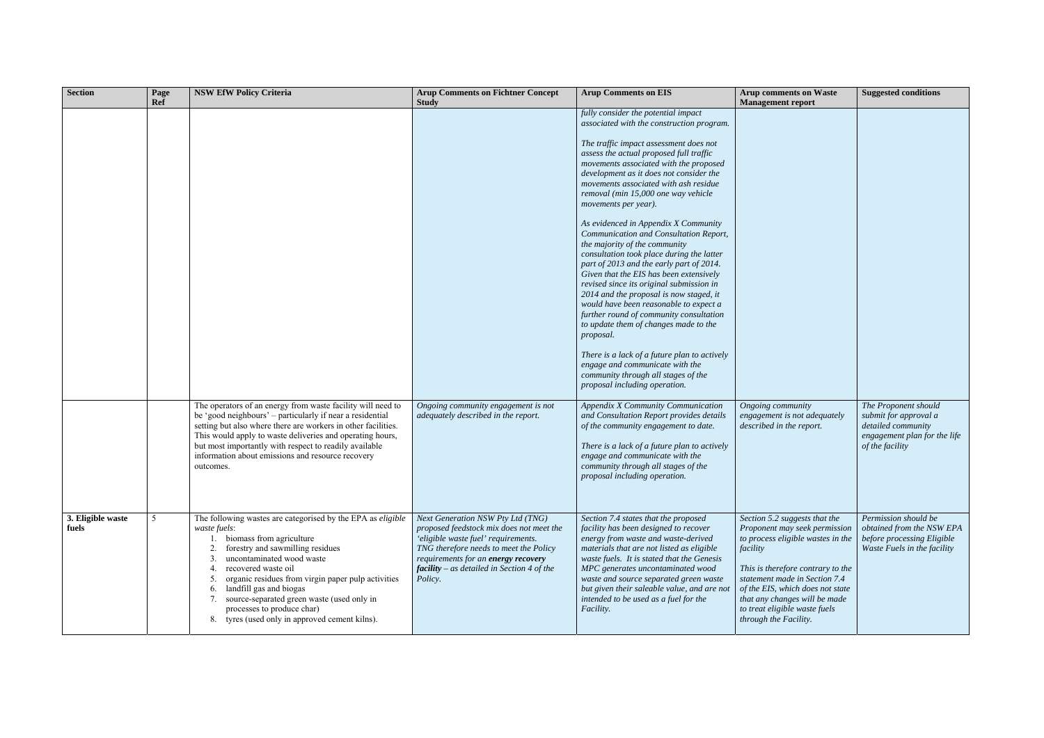| Section | Page Ref | NSW EfW Policy Criteria | Arup Comments on Fichtner Concept Study | Arup Comments on EIS | Arup comments on Waste Management report | Suggested conditions |
|---|---|---|---|---|---|---|
| | | | | *fully consider the potential impact associated with the construction program.*<br><br>*The traffic impact assessment does not assess the actual proposed full traffic movements associated with the proposed development as it does not consider the movements associated with ash residue removal (min 15,000 one way vehicle movements per year).*<br><br>*As evidenced in Appendix X Community Communication and Consultation Report, the majority of the community consultation took place during the latter part of 2013 and the early part of 2014. Given that the EIS has been extensively revised since its original submission in 2014 and the proposal is now staged, it would have been reasonable to expect a further round of community consultation to update them of changes made to the proposal.*<br><br>*There is a lack of a future plan to actively engage and communicate with the community through all stages of the proposal including operation.* | | |
| | | The operators of an energy from waste facility will need to be 'good neighbours' – particularly if near a residential setting but also where there are workers in other facilities. This would apply to waste deliveries and operating hours, but most importantly with respect to readily available information about emissions and resource recovery outcomes. | *Ongoing community engagement is not adequately described in the report.* | *Appendix X Community Communication and Consultation Report provides details of the community engagement to date.*<br><br>*There is a lack of a future plan to actively engage and communicate with the community through all stages of the proposal including operation.* | *Ongoing community engagement is not adequately described in the report.* | *The Proponent should submit for approval a detailed community engagement plan for the life of the facility* |
| **3. Eligible waste fuels** | 5 | The following wastes are categorised by the EPA as *eligible waste fuels*:<br>1. biomass from agriculture<br>2. forestry and sawmilling residues<br>3. uncontaminated wood waste<br>4. recovered waste oil<br>5. organic residues from virgin paper pulp activities<br>6. landfill gas and biogas<br>7. source-separated green waste (used only in processes to produce char)<br>8. tyres (used only in approved cement kilns). | *Next Generation NSW Pty Ltd (TNG) proposed feedstock mix does not meet the 'eligible waste fuel' requirements. TNG therefore needs to meet the Policy requirements for an* ***energy recovery facility*** *– as detailed in Section 4 of the Policy.* | *Section 7.4 states that the proposed facility has been designed to recover energy from waste and waste-derived materials that are not listed as eligible waste fuels. It is stated that the Genesis MPC generates uncontaminated wood waste and source separated green waste but given their saleable value, and are not intended to be used as a fuel for the Facility.* | *Section 5.2 suggests that the Proponent may seek permission to process eligible wastes in the facility*<br><br>*This is therefore contrary to the statement made in Section 7.4 of the EIS, which does not state that any changes will be made to treat eligible waste fuels through the Facility.* | *Permission should be obtained from the NSW EPA before processing Eligible Waste Fuels in the facility* |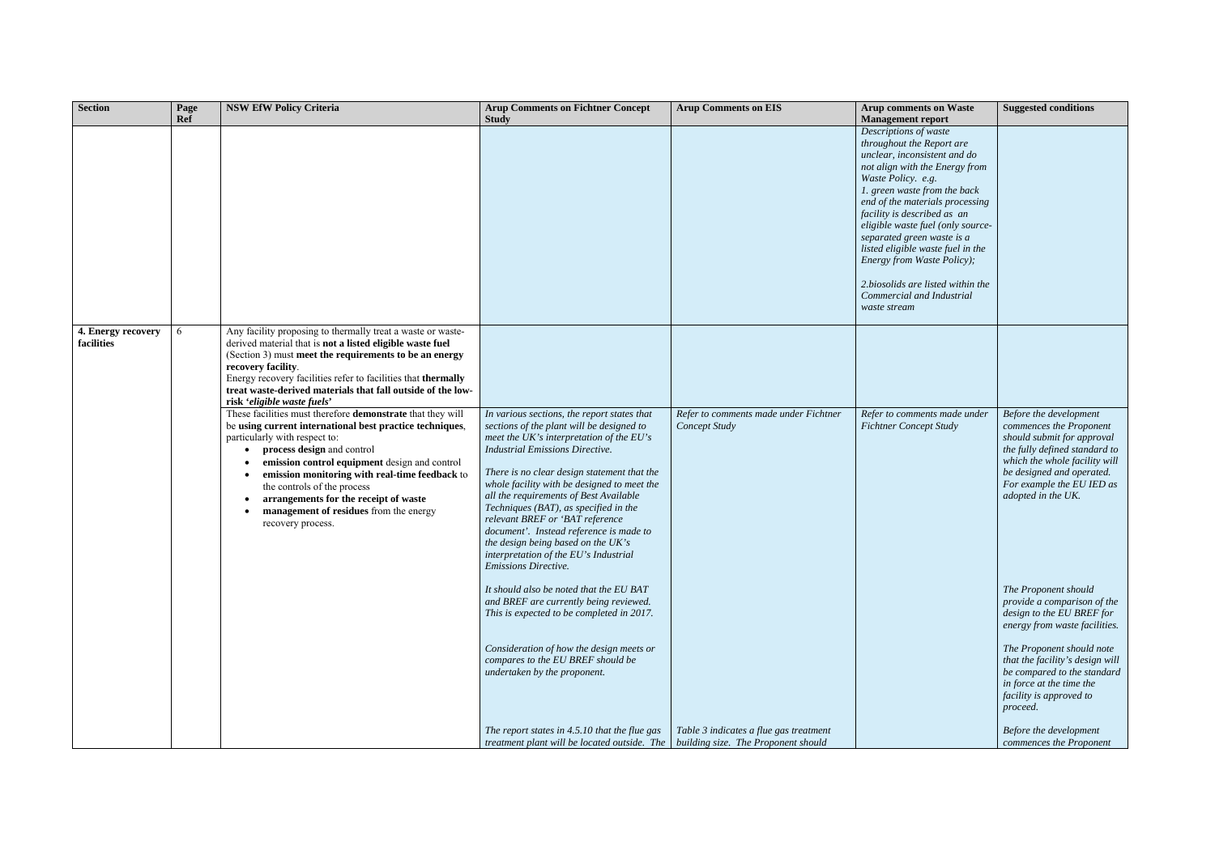| Section | Page Ref | NSW EfW Policy Criteria | Arup Comments on Fichtner Concept Study | Arup Comments on EIS | Arup comments on Waste Management report | Suggested conditions |
|---|---|---|---|---|---|---|
| | | | | | *Descriptions of waste throughout the Report are unclear, inconsistent and do not align with the Energy from Waste Policy. e.g.*<br>*1. green waste from the back end of the materials processing facility is described as an eligible waste fuel (only source-separated green waste is a listed eligible waste fuel in the Energy from Waste Policy);*<br><br>*2.biosolids are listed within the Commercial and Industrial waste stream* | |
| **4. Energy recovery facilities** | 6 | Any facility proposing to thermally treat a waste or waste-derived material that is **not a listed eligible waste fuel** (Section 3) must **meet the requirements to be an energy recovery facility**.<br>Energy recovery facilities refer to facilities that **thermally treat waste-derived materials that fall outside of the low-risk '*eligible waste fuels*'** | | | | |
| | | These facilities must therefore **demonstrate** that they will be **using current international best practice techniques**, particularly with respect to:<br>• **process design** and control<br>• **emission control equipment** design and control<br>• **emission monitoring with real-time feedback** to the controls of the process<br>• **arrangements for the receipt of waste**<br>• **management of residues** from the energy recovery process. | *In various sections, the report states that sections of the plant will be designed to meet the UK's interpretation of the EU's Industrial Emissions Directive.*<br><br>*There is no clear design statement that the whole facility with be designed to meet the all the requirements of Best Available Techniques (BAT), as specified in the relevant BREF or 'BAT reference document'. Instead reference is made to the design being based on the UK's interpretation of the EU's Industrial Emissions Directive.*<br><br>*It should also be noted that the EU BAT and BREF are currently being reviewed. This is expected to be completed in 2017.*<br><br>*Consideration of how the design meets or compares to the EU BREF should be undertaken by the proponent.*<br><br>*The report states in 4.5.10 that the flue gas treatment plant will be located outside. The* | *Refer to comments made under Fichtner Concept Study*<br><br>*Table 3 indicates a flue gas treatment building size. The Proponent should* | *Refer to comments made under Fichtner Concept Study* | *Before the development commences the Proponent should submit for approval the fully defined standard to which the whole facility will be designed and operated. For example the EU IED as adopted in the UK.*<br><br>*The Proponent should provide a comparison of the design to the EU BREF for energy from waste facilities.*<br><br>*The Proponent should note that the facility's design will be compared to the standard in force at the time the facility is approved to proceed.*<br><br>*Before the development commences the Proponent* |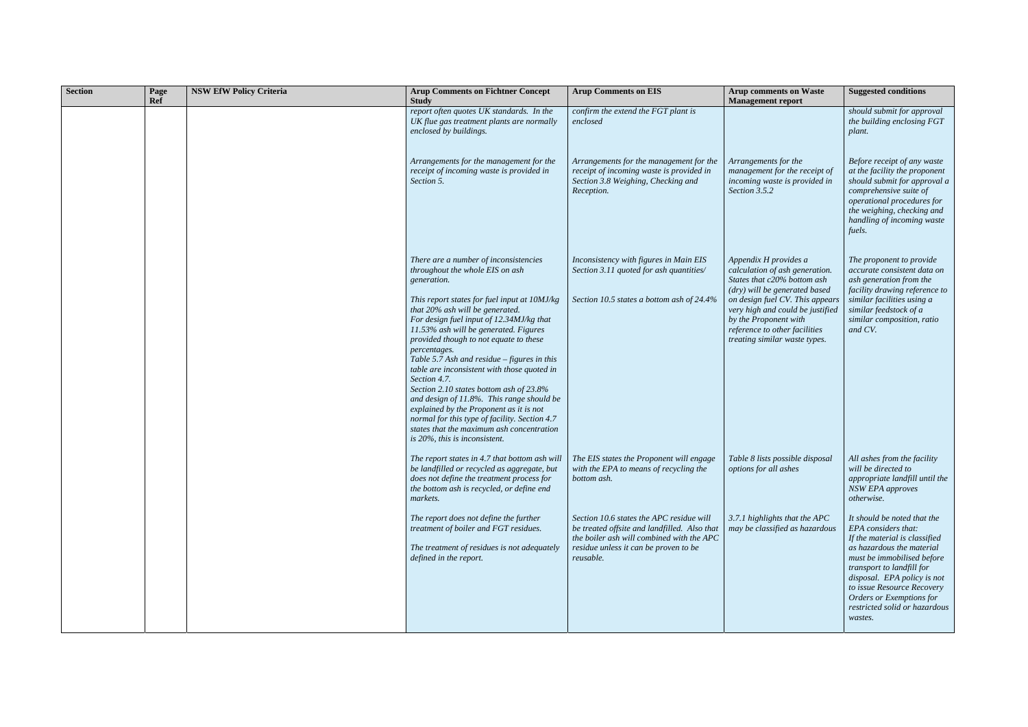| Section | Page Ref | NSW EfW Policy Criteria | Arup Comments on Fichtner Concept Study | Arup Comments on EIS | Arup comments on Waste Management report | Suggested conditions |
|---|---|---|---|---|---|---|
| | | | *report often quotes UK standards. In the UK flue gas treatment plants are normally enclosed by buildings.* | *confirm the extend the FGT plant is enclosed* | | *should submit for approval the building enclosing FGT plant.* |
| | | | *Arrangements for the management for the receipt of incoming waste is provided in Section 5.* | *Arrangements for the management for the receipt of incoming waste is provided in Section 3.8 Weighing, Checking and Reception.* | *Arrangements for the management for the receipt of incoming waste is provided in Section 3.5.2* | *Before receipt of any waste at the facility the proponent should submit for approval a comprehensive suite of operational procedures for the weighing, checking and handling of incoming waste fuels.* |
| | | | *There are a number of inconsistencies throughout the whole EIS on ash generation.*<br><br>*This report states for fuel input at 10MJ/kg that 20% ash will be generated.*<br>*For design fuel input of 12.34MJ/kg that 11.53% ash will be generated. Figures provided though to not equate to these percentages.*<br>*Table 5.7 Ash and residue – figures in this table are inconsistent with those quoted in Section 4.7.*<br>*Section 2.10 states bottom ash of 23.8% and design of 11.8%. This range should be explained by the Proponent as it is not normal for this type of facility. Section 4.7 states that the maximum ash concentration is 20%, this is inconsistent.* | *Inconsistency with figures in Main EIS Section 3.11 quoted for ash quantities/*<br><br>*Section 10.5 states a bottom ash of 24.4%* | *Appendix H provides a calculation of ash generation. States that c20% bottom ash (dry) will be generated based on design fuel CV. This appears very high and could be justified by the Proponent with reference to other facilities treating similar waste types.* | *The proponent to provide accurate consistent data on ash generation from the facility drawing reference to similar facilities using a similar feedstock of a similar composition, ratio and CV.* |
| | | | *The report states in 4.7 that bottom ash will be landfilled or recycled as aggregate, but does not define the treatment process for the bottom ash is recycled, or define end markets.* | *The EIS states the Proponent will engage with the EPA to means of recycling the bottom ash.* | *Table 8 lists possible disposal options for all ashes* | *All ashes from the facility will be directed to appropriate landfill until the NSW EPA approves otherwise.* |
| | | | *The report does not define the further treatment of boiler and FGT residues.*<br><br>*The treatment of residues is not adequately defined in the report.* | *Section 10.6 states the APC residue will be treated offsite and landfilled. Also that the boiler ash will combined with the APC residue unless it can be proven to be reusable.* | *3.7.1 highlights that the APC may be classified as hazardous* | *It should be noted that the EPA considers that:*<br>*If the material is classified as hazardous the material must be immobilised before transport to landfill for disposal. EPA policy is not to issue Resource Recovery Orders or Exemptions for restricted solid or hazardous wastes.* |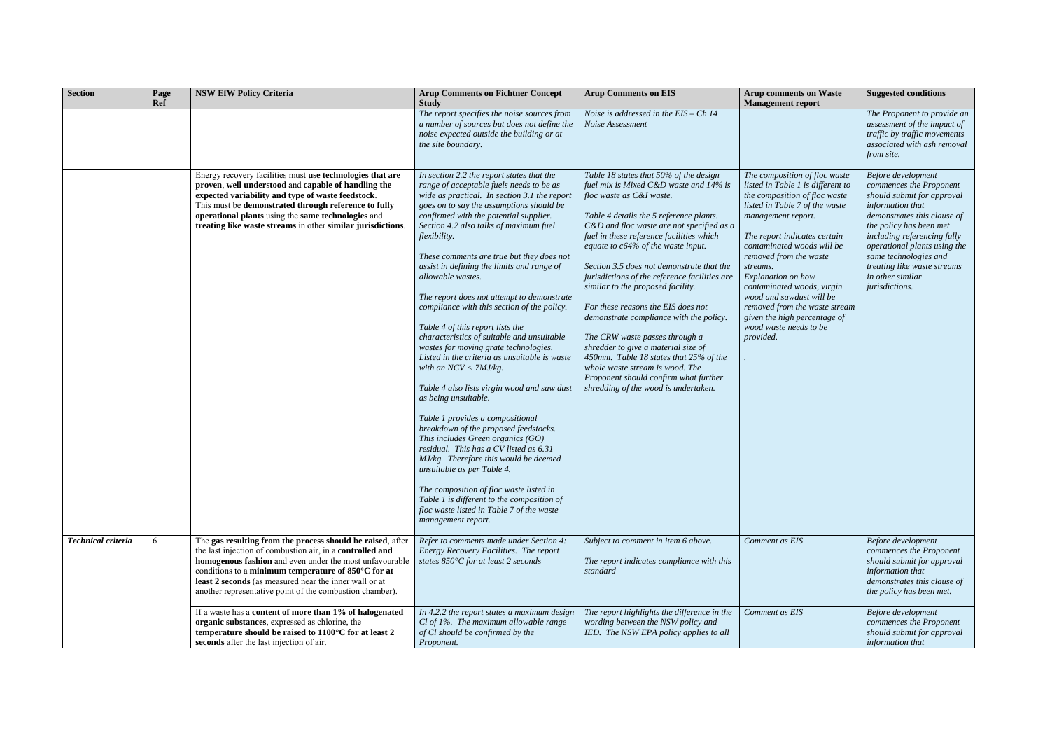| Section | Page Ref | NSW EfW Policy Criteria | Arup Comments on Fichtner Concept Study | Arup Comments on EIS | Arup comments on Waste Management report | Suggested conditions |
|---|---|---|---|---|---|---|
| | | | *The report specifies the noise sources from a number of sources but does not define the noise expected outside the building or at the site boundary.* | *Noise is addressed in the EIS – Ch 14 Noise Assessment* | | *The Proponent to provide an assessment of the impact of traffic by traffic movements associated with ash removal from site.* |
| | | Energy recovery facilities must **use technologies that are proven**, **well understood** and **capable of handling the expected variability and type of waste feedstock**. This must be **demonstrated through reference to fully operational plants** using the **same technologies** and **treating like waste streams** in other **similar jurisdictions**. | *In section 2.2 the report states that the range of acceptable fuels needs to be as wide as practical. In section 3.1 the report goes on to say the assumptions should be confirmed with the potential supplier. Section 4.2 also talks of maximum fuel flexibility.*<br><br>*These comments are true but they does not assist in defining the limits and range of allowable wastes.*<br><br>*The report does not attempt to demonstrate compliance with this section of the policy.*<br><br>*Table 4 of this report lists the characteristics of suitable and unsuitable wastes for moving grate technologies. Listed in the criteria as unsuitable is waste with an NCV < 7MJ/kg.*<br><br>*Table 4 also lists virgin wood and saw dust as being unsuitable.*<br><br>*Table 1 provides a compositional breakdown of the proposed feedstocks. This includes Green organics (GO) residual. This has a CV listed as 6.31 MJ/kg. Therefore this would be deemed unsuitable as per Table 4.*<br><br>*The composition of floc waste listed in Table 1 is different to the composition of floc waste listed in Table 7 of the waste management report.* | *Table 18 states that 50% of the design fuel mix is Mixed C&D waste and 14% is floc waste as C&I waste.*<br><br>*Table 4 details the 5 reference plants. C&D and floc waste are not specified as a fuel in these reference facilities which equate to c64% of the waste input.*<br><br>*Section 3.5 does not demonstrate that the jurisdictions of the reference facilities are similar to the proposed facility.*<br><br>*For these reasons the EIS does not demonstrate compliance with the policy.*<br><br>*The CRW waste passes through a shredder to give a material size of 450mm. Table 18 states that 25% of the whole waste stream is wood. The Proponent should confirm what further shredding of the wood is undertaken.* | *The composition of floc waste listed in Table 1 is different to the composition of floc waste listed in Table 7 of the waste management report.*<br><br>*The report indicates certain contaminated woods will be removed from the waste streams.*<br>*Explanation on how contaminated woods, virgin wood and sawdust will be removed from the waste stream given the high percentage of wood waste needs to be provided.*<br><br>*.* | *Before development commences the Proponent should submit for approval information that demonstrates this clause of the policy has been met including referencing fully operational plants using the same technologies and treating like waste streams in other similar jurisdictions.* |
| ***Technical criteria*** | 6 | The **gas resulting from the process should be raised**, after the last injection of combustion air, in a **controlled and homogenous fashion** and even under the most unfavourable conditions to a **minimum temperature of 850°C for at least 2 seconds** (as measured near the inner wall or at another representative point of the combustion chamber). | *Refer to comments made under Section 4: Energy Recovery Facilities. The report states 850°C for at least 2 seconds* | *Subject to comment in item 6 above.*<br><br>*The report indicates compliance with this standard* | *Comment as EIS* | *Before development commences the Proponent should submit for approval information that demonstrates this clause of the policy has been met.* |
| | | If a waste has a **content of more than 1% of halogenated organic substances**, expressed as chlorine, the **temperature should be raised to 1100°C for at least 2 seconds** after the last injection of air. | *In 4.2.2 the report states a maximum design Cl of 1%. The maximum allowable range of Cl should be confirmed by the Proponent.* | *The report highlights the difference in the wording between the NSW policy and IED. The NSW EPA policy applies to all* | *Comment as EIS* | *Before development commences the Proponent should submit for approval information that* |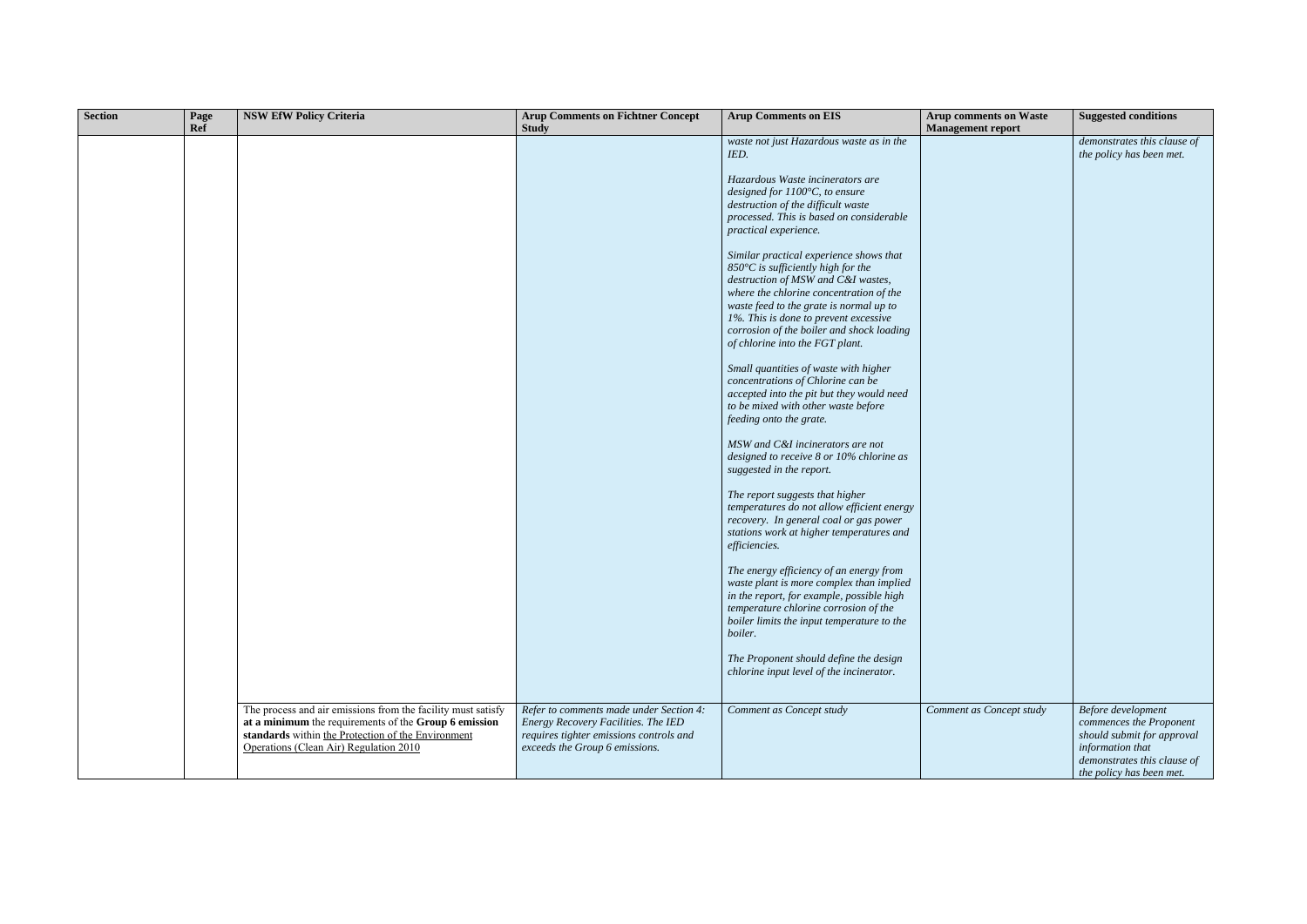| Section | Page Ref | NSW EfW Policy Criteria | Arup Comments on Fichtner Concept Study | Arup Comments on EIS | Arup comments on Waste Management report | Suggested conditions |
|---|---|---|---|---|---|---|
| | | | | *waste not just Hazardous waste as in the IED.*<br><br>*Hazardous Waste incinerators are designed for 1100°C, to ensure destruction of the difficult waste processed. This is based on considerable practical experience.*<br><br>*Similar practical experience shows that 850°C is sufficiently high for the destruction of MSW and C&I wastes, where the chlorine concentration of the waste feed to the grate is normal up to 1%. This is done to prevent excessive corrosion of the boiler and shock loading of chlorine into the FGT plant.*<br><br>*Small quantities of waste with higher concentrations of Chlorine can be accepted into the pit but they would need to be mixed with other waste before feeding onto the grate.*<br><br>*MSW and C&I incinerators are not designed to receive 8 or 10% chlorine as suggested in the report.*<br><br>*The report suggests that higher temperatures do not allow efficient energy recovery. In general coal or gas power stations work at higher temperatures and efficiencies.*<br><br>*The energy efficiency of an energy from waste plant is more complex than implied in the report, for example, possible high temperature chlorine corrosion of the boiler limits the input temperature to the boiler.*<br><br>*The Proponent should define the design chlorine input level of the incinerator.* | | *demonstrates this clause of the policy has been met.* |
| | | The process and air emissions from the facility must satisfy **at a minimum** the requirements of the **Group 6 emission standards** within <u>the Protection of the Environment Operations (Clean Air) Regulation 2010</u> | *Refer to comments made under Section 4: Energy Recovery Facilities. The IED requires tighter emissions controls and exceeds the Group 6 emissions.* | *Comment as Concept study* | *Comment as Concept study* | *Before development commences the Proponent should submit for approval information that demonstrates this clause of the policy has been met.* |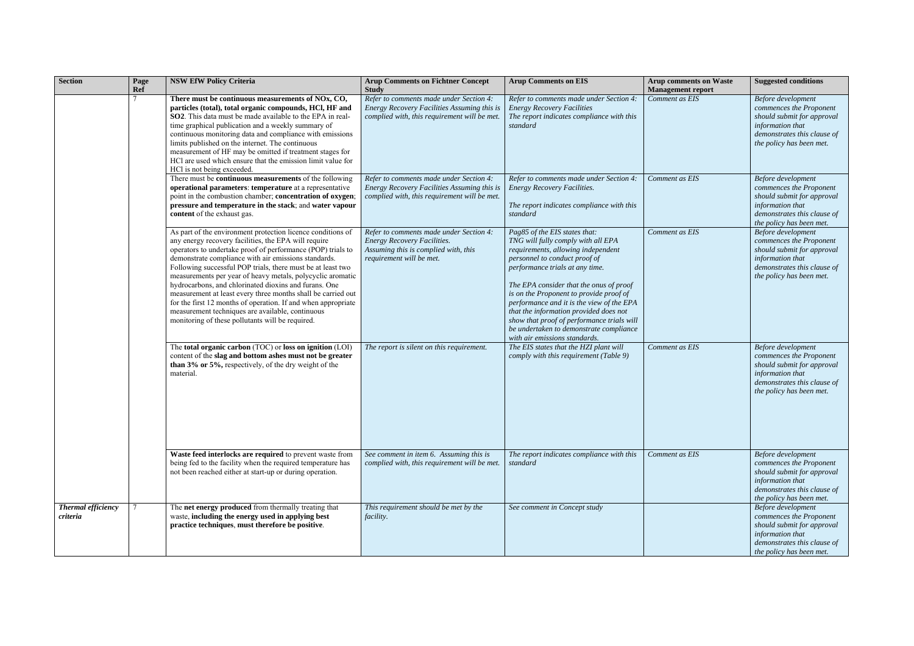| Section | Page Ref | NSW EfW Policy Criteria | Arup Comments on Fichtner Concept Study | Arup Comments on EIS | Arup comments on Waste Management report | Suggested conditions |
|---|---|---|---|---|---|---|
| | 7 | **There must be continuous measurements of NOx, CO, particles (total), total organic compounds, HCl, HF and SO2**. This data must be made available to the EPA in real-time graphical publication and a weekly summary of continuous monitoring data and compliance with emissions limits published on the internet. The continuous measurement of HF may be omitted if treatment stages for HCl are used which ensure that the emission limit value for HCl is not being exceeded. | *Refer to comments made under Section 4: Energy Recovery Facilities Assuming this is complied with, this requirement will be met.* | *Refer to comments made under Section 4: Energy Recovery Facilities The report indicates compliance with this standard* | *Comment as EIS* | *Before development commences the Proponent should submit for approval information that demonstrates this clause of the policy has been met.* |
| | | There must be **continuous measurements** of the following **operational parameters**: **temperature** at a representative point in the combustion chamber; **concentration of oxygen**; **pressure and temperature in the stack**; and **water vapour content** of the exhaust gas. | *Refer to comments made under Section 4: Energy Recovery Facilities Assuming this is complied with, this requirement will be met.* | *Refer to comments made under Section 4: Energy Recovery Facilities.*<br><br>*The report indicates compliance with this standard* | *Comment as EIS* | *Before development commences the Proponent should submit for approval information that demonstrates this clause of the policy has been met.* |
| | | As part of the environment protection licence conditions of any energy recovery facilities, the EPA will require operators to undertake proof of performance (POP) trials to demonstrate compliance with air emissions standards. Following successful POP trials, there must be at least two measurements per year of heavy metals, polycyclic aromatic hydrocarbons, and chlorinated dioxins and furans. One measurement at least every three months shall be carried out for the first 12 months of operation. If and when appropriate measurement techniques are available, continuous monitoring of these pollutants will be required. | *Refer to comments made under Section 4: Energy Recovery Facilities. Assuming this is complied with, this requirement will be met.* | *Pag85 of the EIS states that: TNG will fully comply with all EPA requirements, allowing independent personnel to conduct proof of performance trials at any time.*<br><br>*The EPA consider that the onus of proof is on the Proponent to provide proof of performance and it is the view of the EPA that the information provided does not show that proof of performance trials will be undertaken to demonstrate compliance with air emissions standards.* | *Comment as EIS* | *Before development commences the Proponent should submit for approval information that demonstrates this clause of the policy has been met.* |
| | | The **total organic carbon** (TOC) or **loss on ignition** (LOI) content of the **slag and bottom ashes must not be greater than 3% or 5%,** respectively, of the dry weight of the material. | *The report is silent on this requirement.* | *The EIS states that the HZI plant will comply with this requirement (Table 9)* | *Comment as EIS* | *Before development commences the Proponent should submit for approval information that demonstrates this clause of the policy has been met.* |
| | | **Waste feed interlocks are required** to prevent waste from being fed to the facility when the required temperature has not been reached either at start-up or during operation. | *See comment in item 6. Assuming this is complied with, this requirement will be met.* | *The report indicates compliance with this standard* | *Comment as EIS* | *Before development commences the Proponent should submit for approval information that demonstrates this clause of the policy has been met.* |
| ***Thermal efficiency criteria*** | 7 | The **net energy produced** from thermally treating that waste, **including the energy used in applying best practice techniques**, **must therefore be positive**. | *This requirement should be met by the facility.* | *See comment in Concept study* | | *Before development commences the Proponent should submit for approval information that demonstrates this clause of the policy has been met.* |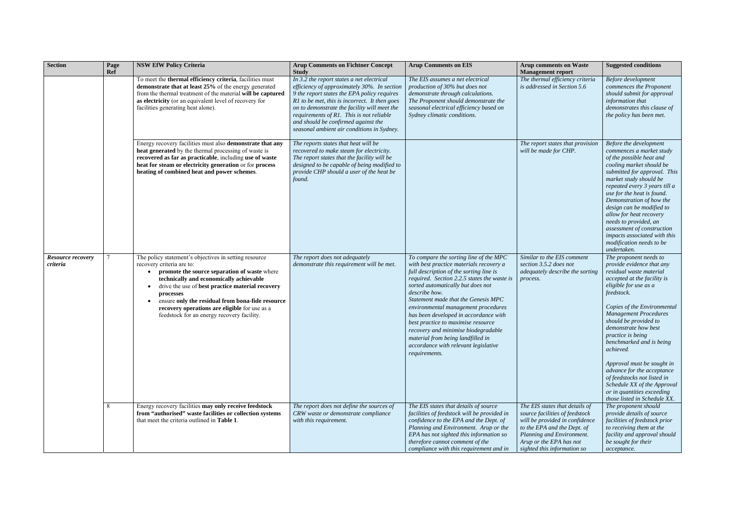| Section | Page Ref | NSW EfW Policy Criteria | Arup Comments on Fichtner Concept Study | Arup Comments on EIS | Arup comments on Waste Management report | Suggested conditions |
|---|---|---|---|---|---|---|
| | | To meet the **thermal efficiency criteria**, facilities must **demonstrate that at least 25%** of the energy generated from the thermal treatment of the material **will be captured as electricity** (or an equivalent level of recovery for facilities generating heat alone). | *In 3.2 the report states a net electrical efficiency of approximately 30%. In section 9 the report states the EPA policy requires R1 to be met, this is incorrect. It then goes on to demonstrate the facility will meet the requirements of R1. This is not reliable and should be confirmed against the seasonal ambient air conditions in Sydney.* | *The EIS assumes a net electrical production of 30% but does not demonstrate through calculations. The Proponent should demonstrate the seasonal electrical efficiency based on Sydney climatic conditions.* | *The thermal efficiency criteria is addressed in Section 5.6* | *Before development commences the Proponent should submit for approval information that demonstrates this clause of the policy has been met.* |
| | | Energy recovery facilities must also **demonstrate that any heat generated** by the thermal processing of waste is **recovered as far as practicable**, including **use of waste heat for steam or electricity generation** or for **process heating of combined heat and power schemes**. | *The reports states that heat will be recovered to make steam for electricity. The report states that the facility will be designed to be capable of being modified to provide CHP should a user of the heat be found.* | | *The report states that provision will be made for CHP.* | *Before the development commences a market study of the possible heat and cooling market should be submitted for approval. This market study should be repeated every 3 years till a use for the heat is found. Demonstration of how the design can be modified to allow for heat recovery needs to provided, an assessment of construction impacts associated with this modification needs to be undertaken.* |
| ***Resource recovery criteria*** | 7 | The policy statement's objectives in setting resource recovery criteria are to:<br>• **promote the source separation of waste** where **technically and economically achievable**<br>• drive the use of **best practice material recovery processes**<br>• ensure **only the residual from bona-fide resource recovery operations are eligible** for use as a feedstock for an energy recovery facility. | *The report does not adequately demonstrate this requirement will be met.* | *To compare the sorting line of the MPC with best practice materials recovery a full description of the sorting line is required. Section 2.2.5 states the waste is sorted automatically but does not describe how.*<br>*Statement made that the Genesis MPC environmental management procedures has been developed in accordance with best practice to maximise resource recovery and minimise biodegradable material from being landfilled in accordance with relevant legislative requirements.* | *Similar to the EIS comment section 3.5.2 does not adequately describe the sorting process.* | *The proponent needs to provide evidence that any residual waste material accepted at the facility is eligible for use as a feedstock.*<br><br>*Copies of the Environmental Management Procedures should be provided to demonstrate how best practice is being benchmarked and is being achieved.*<br><br>*Approval must be sought in advance for the acceptance of feedstocks not listed in Schedule XX of the Approval or in quantities exceeding those listed in Schedule XX.* |
| | 8 | Energy recovery facilities **may only receive feedstock from "authorised" waste facilities or collection systems** that meet the criteria outlined in **Table 1**. | *The report does not define the sources of CRW waste or demonstrate compliance with this requirement.* | *The EIS states that details of source facilities of feedstock will be provided in confidence to the EPA and the Dept. of Planning and Environment. Arup or the EPA has not sighted this information so therefore cannot comment of the compliance with this requirement and in* | *The EIS states that details of source facilities of feedstock will be provided in confidence to the EPA and the Dept. of Planning and Environment. Arup or the EPA has not sighted this information so* | *The proponent should provide details of source facilities of feedstock prior to receiving them at the facility and approval should be sought for their acceptance.* |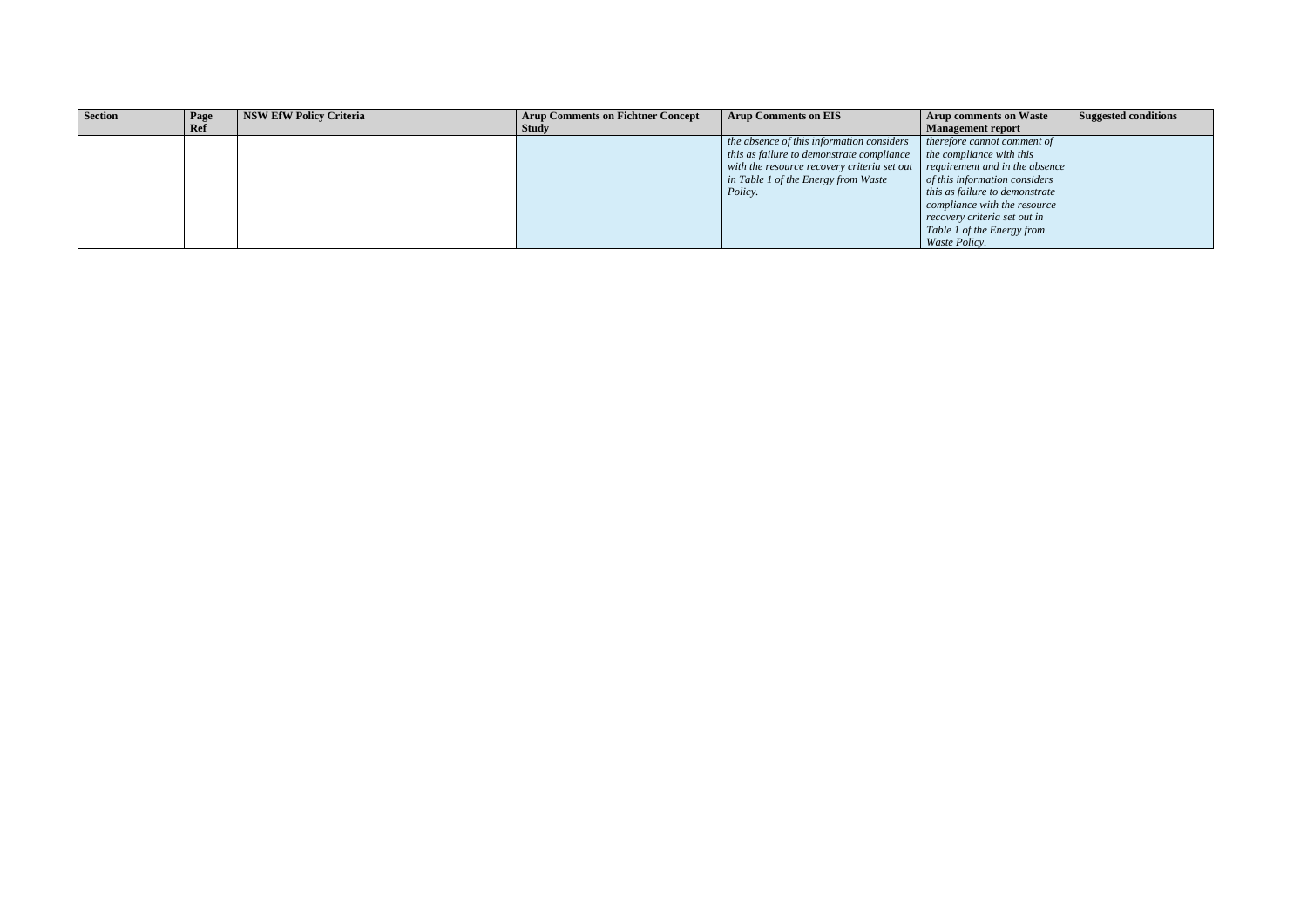| Section | Page Ref | NSW EfW Policy Criteria | Arup Comments on Fichtner Concept Study | Arup Comments on EIS | Arup comments on Waste Management report | Suggested conditions |
|---|---|---|---|---|---|---|
| | | | | *the absence of this information considers this as failure to demonstrate compliance with the resource recovery criteria set out in Table 1 of the Energy from Waste Policy.* | *therefore cannot comment of the compliance with this requirement and in the absence of this information considers this as failure to demonstrate compliance with the resource recovery criteria set out in Table 1 of the Energy from Waste Policy.* | |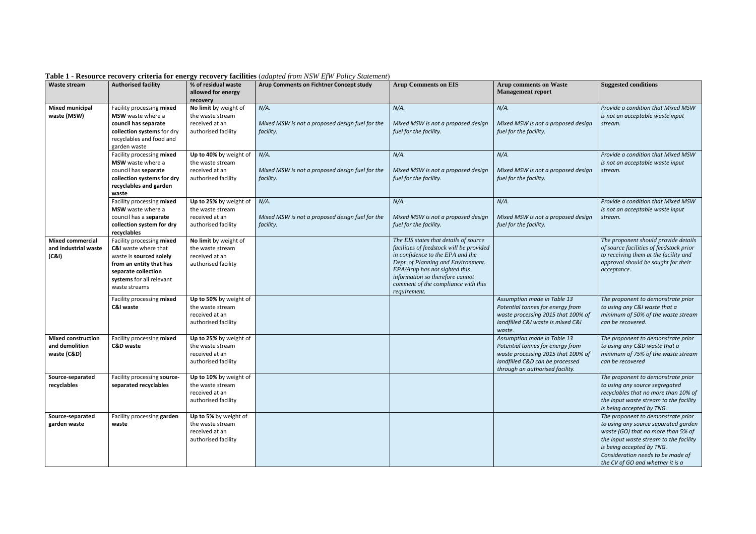**Table 1 - Resource recovery criteria for energy recovery facilities** (*adapted from NSW EfW Policy Statement*)

| Waste stream | Authorised facility | % of residual waste allowed for energy recovery | Arup Comments on Fichtner Concept study | Arup Comments on EIS | Arup comments on Waste Management report | Suggested conditions |
|---|---|---|---|---|---|---|
| **Mixed municipal waste (MSW)** | Facility processing **mixed MSW** waste where a **council has separate collection systems** for dry recyclables and food and garden waste | **No limit** by weight of the waste stream received at an authorised facility | *N/A.* *Mixed MSW is not a proposed design fuel for the facility.* | *N/A.* *Mixed MSW is not a proposed design fuel for the facility.* | *N/A.* *Mixed MSW is not a proposed design fuel for the facility.* | *Provide a condition that Mixed MSW is not an acceptable waste input stream.* |
| | Facility processing **mixed MSW** waste where a council has **separate collection systems for dry recyclables and garden waste** | **Up to 40%** by weight of the waste stream received at an authorised facility | *N/A.* *Mixed MSW is not a proposed design fuel for the facility.* | *N/A.* *Mixed MSW is not a proposed design fuel for the facility.* | *N/A.* *Mixed MSW is not a proposed design fuel for the facility.* | *Provide a condition that Mixed MSW is not an acceptable waste input stream.* |
| | Facility processing **mixed MSW** waste where a council has a **separate collection system for dry recyclables** | **Up to 25%** by weight of the waste stream received at an authorised facility | *N/A.* *Mixed MSW is not a proposed design fuel for the facility.* | *N/A.* *Mixed MSW is not a proposed design fuel for the facility.* | *N/A.* *Mixed MSW is not a proposed design fuel for the facility.* | *Provide a condition that Mixed MSW is not an acceptable waste input stream.* |
| **Mixed commercial and industrial waste (C&I)** | Facility processing **mixed C&I** waste where that waste is **sourced solely from an entity that has separate collection systems** for all relevant waste streams | **No limit** by weight of the waste stream received at an authorised facility | | *The EIS states that details of source facilities of feedstock will be provided in confidence to the EPA and the Dept. of Planning and Environment. EPA/Arup has not sighted this information so therefore cannot comment of the compliance with this requirement.* | | *The proponent should provide details of source facilities of feedstock prior to receiving them at the facility and approval should be sought for their acceptance.* |
| | Facility processing **mixed C&I waste** | **Up to 50%** by weight of the waste stream received at an authorised facility | | | *Assumption made in Table 13 Potential tonnes for energy from waste processing 2015 that 100% of landfilled C&I waste is mixed C&I waste.* | *The proponent to demonstrate prior to using any C&I waste that a minimum of 50% of the waste stream can be recovered.* |
| **Mixed construction and demolition waste (C&D)** | Facility processing **mixed C&D waste** | **Up to 25%** by weight of the waste stream received at an authorised facility | | | *Assumption made in Table 13 Potential tonnes for energy from waste processing 2015 that 100% of landfilled C&D can be processed through an authorised facility.* | *The proponent to demonstrate prior to using any C&D waste that a minimum of 75% of the waste stream can be recovered* |
| **Source-separated recyclables** | Facility processing **source-separated recyclables** | **Up to 10%** by weight of the waste stream received at an authorised facility | | | | *The proponent to demonstrate prior to using any source segregated recyclables that no more than 10% of the input waste stream to the facility is being accepted by TNG.* |
| **Source-separated garden waste** | Facility processing **garden waste** | **Up to 5%** by weight of the waste stream received at an authorised facility | | | | *The proponent to demonstrate prior to using any source separated garden waste (GO) that no more than 5% of the input waste stream to the facility is being accepted by TNG. Consideration needs to be made of the CV of GO and whether it is a* |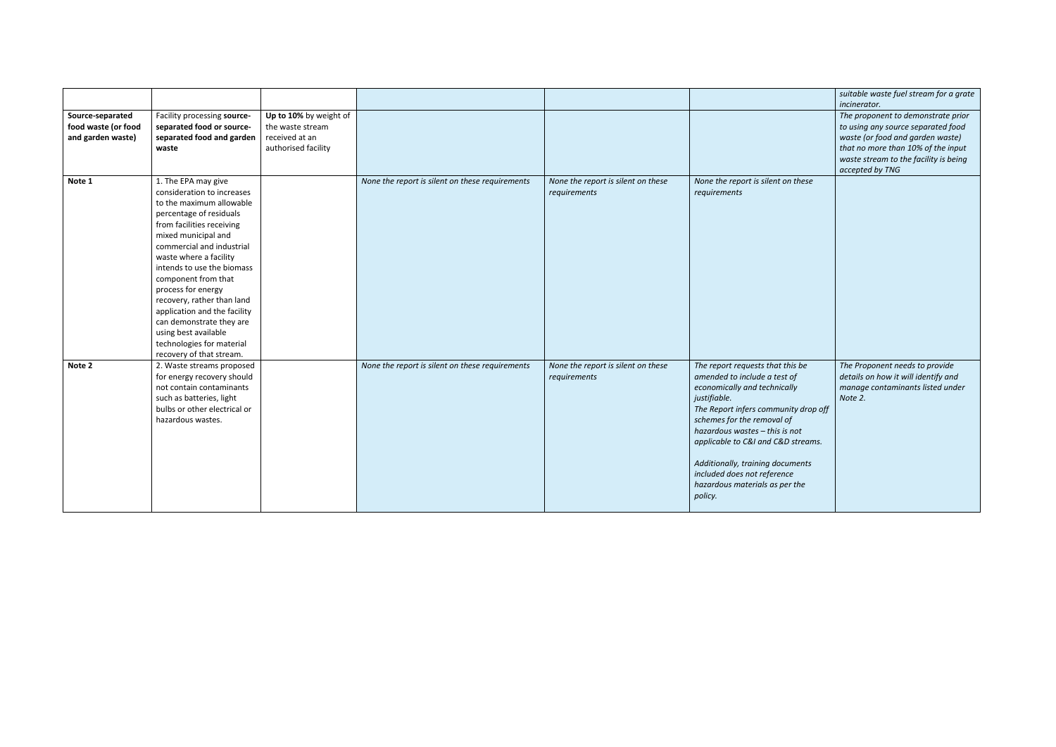| | | | | | | |
|---|---|---|---|---|---|---|
| | | | | | | *suitable waste fuel stream for a grate incinerator.* |
| **Source-separated food waste (or food and garden waste)** | Facility processing **source-separated food or source-separated food and garden waste** | **Up to 10%** by weight of the waste stream received at an authorised facility | | | | *The proponent to demonstrate prior to using any source separated food waste (or food and garden waste) that no more than 10% of the input waste stream to the facility is being accepted by TNG* |
| **Note 1** | 1. The EPA may give consideration to increases to the maximum allowable percentage of residuals from facilities receiving mixed municipal and commercial and industrial waste where a facility intends to use the biomass component from that process for energy recovery, rather than land application and the facility can demonstrate they are using best available technologies for material recovery of that stream. | | *None the report is silent on these requirements* | *None the report is silent on these requirements* | *None the report is silent on these requirements* | |
| **Note 2** | 2. Waste streams proposed for energy recovery should not contain contaminants such as batteries, light bulbs or other electrical or hazardous wastes. | | *None the report is silent on these requirements* | *None the report is silent on these requirements* | *The report requests that this be amended to include a test of economically and technically justifiable.* *The Report infers community drop off schemes for the removal of hazardous wastes – this is not applicable to C&I and C&D streams.* *Additionally, training documents included does not reference hazardous materials as per the policy.* | *The Proponent needs to provide details on how it will identify and manage contaminants listed under Note 2.* |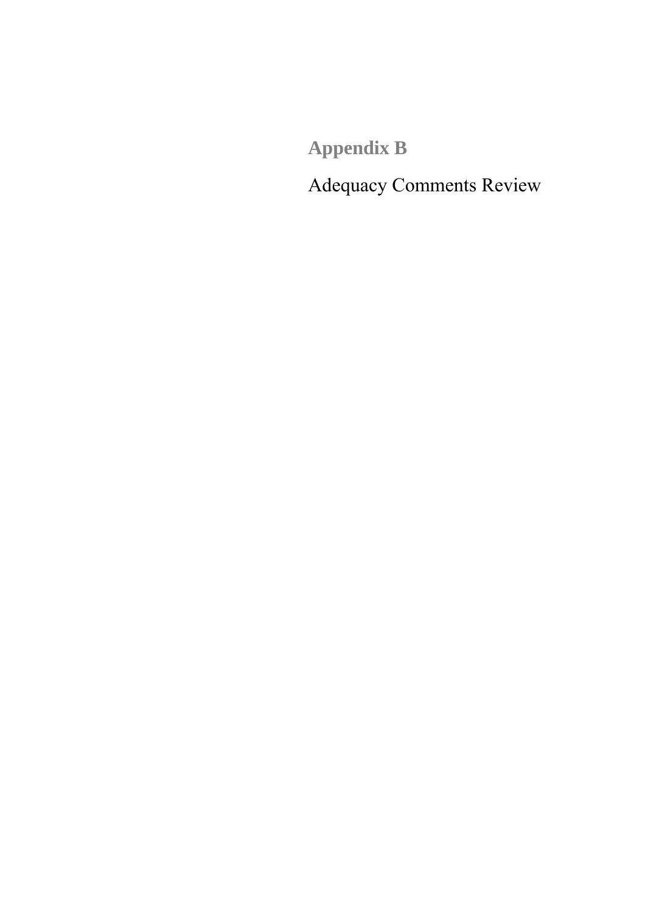# Appendix B

Adequacy Comments Review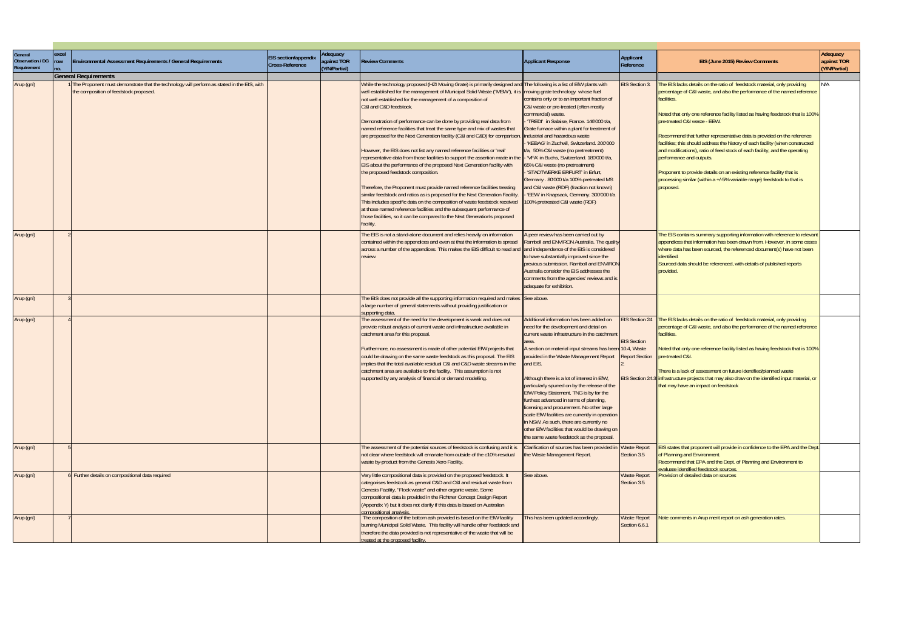| General Observation / DG Requirement | excel row no. | Environmental Assessment Requirements / General Requirements | EIS section/appendix Cross-Reference | Adequacy against TOR (Y/N/Partial) | Review Comments | Applicant Response | Applicant Reference | EIS (June 2015) Review Comments | Adequacy against TOR (Y/N/Partial) |
|---|---|---|---|---|---|---|---|---|---|
| | | **General Requirements** | | | | | | | |
| Arup (gnl) | 1 | The Proponent must demonstrate that the technology will perform as stated in the EIS, with the composition of feedstock proposed. | | | While the technology proposed (HZI Moving Grate) is primarily designed and well established for the management of Municipal Solid Waste ("MSW"), it is not well established for the management of a composition of C&I and C&D feedstock.<br><br>Demonstration of performance can be done by providing real data from named reference facilities that treat the same type and mix of wastes that are proposed for the Next Generation facility (C&I and C&D) for comparison.<br><br>However, the EIS does not list any named reference facilities or 'real' representative data from those facilities to support the assertion made in the EIS about the performance of the proposed Next Generation facility with the proposed feedstock composition.<br><br>Therefore, the Proponent must provide named reference facilities treating similar feedstock and ratios as is proposed for the Next Generation Facility. This includes specific data on the composition of waste feedstock received at those named reference facilities and the subsequent performance of those facilities, so it can be compared to the Next Generation's proposed facility. | The following is a list of EfW plants with moving grate technology whose fuel contains only or to an important fraction of C&I waste or pre-treated (often mostly commercial) waste.<br>- 'TREDI' in Salaise, France. 146'000 t/a, Grate furnace within a plant for treatment of industrial and hazardous waste<br>- 'KEBAG' in Zuchwil, Switzerland. 200'000 t/a, 50% C&I waste (no pretreatment)<br>- 'VFA' in Buchs, Switzerland. 180'000 t/a, 65% C&I waste (no pretreatment)<br>- 'STADTWERKE ERFURT' in Erfurt, Germany . 80'000 t/a 100% pretreated MS and C&I waste (RDF) (fraction not known)<br>- 'EEW' in Knapsack, Germany. 300'000 t/a 100% pretreated C&I waste (RDF) | EIS Section 3. | The EIS lacks details on the ratio of feedstock material, only providing percentage of C&I waste, and also the performance of the named reference facilities.<br><br>Noted that only one reference facility listed as having feedstock that is 100% pre-treated C&I waste - EEW.<br><br>Recommend that further representative data is provided on the reference facilities; this should address the history of each facility (when constructed and modifications), ratio of feed stock of each facility, and the operating performance and outputs.<br><br>Proponent to provide details on an existing reference facility that is processing similar (within a +/-5% variable range) feedstock to that is proposed. | N/A |
| Arup (gnl) | 2 | | | | The EIS is not a stand-alone document and relies heavily on information contained within the appendices and even at that the information is spread across a number of the appendices. This makes the EIS difficult to read and review. | A peer review has been carried out by Ramboll and ENVIRON Australia. The quality and independence of the EIS is considered to have substantially improved since the previous submission. Ramboll and ENVIRON Australia consider the EIS addresses the comments from the agencies' reviews and is adequate for exhibition. | | The EIS contains summary supporting information with reference to relevant appendices that information has been drawn from. However, in some cases where data has been sourced, the referenced document(s) have not been identified.<br>Sourced data should be referenced, with details of published reports provided. | |
| Arup (gnl) | 3 | | | | The EIS does not provide all the supporting information required and makes a large number of general statements without providing justification or supporting data. | See above. | | | |
| Arup (gnl) | 4 | | | | The assessment of the need for the development is weak and does not provide robust analysis of current waste and infrastructure available in catchment area for this proposal.<br><br>Furthermore, no assessment is made of other potential EfW projects that could be drawing on the same waste feedstock as this proposal. The EIS implies that the total available residual C&I and C&D waste streams in the catchment area are available to the facility. This assumption is not supported by any analysis of financial or demand modelling. | Additional information has been added on need for the development and detail on current waste infrastructure in the catchment area.<br>A section on material input streams has been provided in the Waste Management Report and EIS.<br><br>Although there is a lot of interest in EfW, particularly spurred on by the release of the EfW Policy Statement, TNG is by far the furthest advanced in terms of planning, licensing and procurement. No other large scale EfW facilities are currently in operation in NSW. As such, there are currently no other EfW facilities that would be drawing on the same waste feedstock as the proposal. | EIS Section 24<br><br>EIS Section 10.4, Waste Report Section 2.<br><br>EIS Section 24.3 | The EIS lacks details on the ratio of feedstock material, only providing percentage of C&I waste, and also the performance of the named reference facilities.<br><br>Noted that only one reference facility listed as having feedstock that is 100% pre-treated C&I.<br><br>There is a lack of assessment on future identified/planned waste infrastructure projects that may also draw on the identified input material, or that may have an impact on feedstock | |
| Arup (gnl) | 5 | | | | The assessment of the potential sources of feedstock is confusing and it is not clear where feedstock will emanate from outside of the c10% residual waste by-product from the Genesis Xero Facility. | Clarification of sources has been provided in the Waste Management Report. | Waste Report Section 3.5 | EIS states that proponent will provide in confidence to the EPA and the Dept. of Planning and Environment.<br>Recommend that EPA and the Dept. of Planning and Environment to evaluate identified feedstock sources. | |
| Arup (gnl) | 6 | Further details on compositional data required | | | Very little compositional data is provided on the proposed feedstock. It categorises feedstock as general C&D and C&I and residual waste from Genesis Facility, "Flock waste" and other organic waste. Some compositional data is provided in the Fichtner Concept Design Report (Appendix Y) but it does not clarify if this data is based on Australian compositional analysis. | See above. | Waste Report Section 3.5 | Provision of detailed data on sources | |
| Arup (gnl) | 7 | | | | The composition of the bottom ash provided is based on the EfW facility burning Municipal Solid Waste. This facility will handle other feedstock and therefore the data provided is not representative of the waste that will be treated at the proposed facility. | This has been updated accordingly. | Waste Report Section 6.6.1 | Note comments in Arup merit report on ash generation rates. | |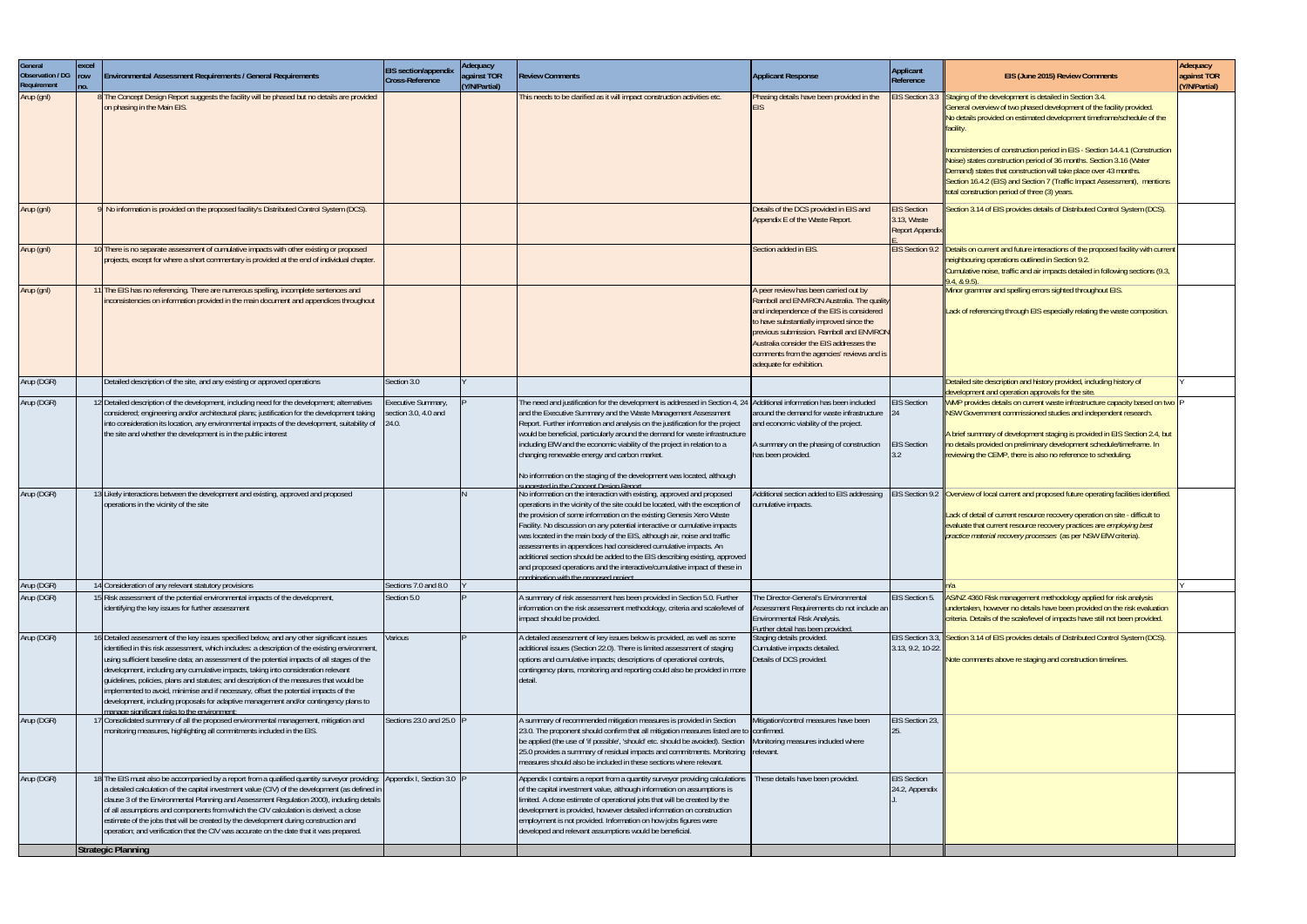| General Observation / DG Requirement | excel row no. | Environmental Assessment Requirements / General Requirements | EIS section/appendix Cross-Reference | Adequacy against TOR (Y/N/Partial) | Review Comments | Applicant Response | Applicant Reference | EIS (June 2015) Review Comments | Adequacy against TOR (Y/N/Partial) |
|---|---|---|---|---|---|---|---|---|---|
| Arup (gnl) | 8 | The Concept Design Report suggests the facility will be phased but no details are provided on phasing in the Main EIS. | | | This needs to be clarified as it will impact construction activities etc. | Phasing details have been provided in the EIS | EIS Section 3.3 | Staging of the development is detailed in Section 3.4. General overview of two phased development of the facility provided. No details provided on estimated development timeframe/schedule of the facility. Inconsistencies of construction period in EIS - Section 14.4.1 (Construction Noise) states construction period of 36 months. Section 3.16 (Water Demand) states that construction will take place over 43 months. Section 16.4.2 (EIS) and Section 7 (Traffic Impact Assessment), mentions total construction period of three (3) years. | |
| Arup (gnl) | 9 | No information is provided on the proposed facility's Distributed Control System (DCS). | | | | Details of the DCS provided in EIS and Appendix E of the Waste Report. | EIS Section 3.13, Waste Report Appendix E. | Section 3.14 of EIS provides details of Distributed Control System (DCS). | |
| Arup (gnl) | 10 | There is no separate assessment of cumulative impacts with other existing or proposed projects, except for where a short commentary is provided at the end of individual chapter. | | | | Section added in EIS. | EIS Section 9.2 | Details on current and future interactions of the proposed facility with current neighbouring operations outlined in Section 9.2. Cumulative noise, traffic and air impacts detailed in following sections (9.3, 9.4, & 9.5). | |
| Arup (gnl) | 11 | The EIS has no referencing. There are numerous spelling, incomplete sentences and inconsistencies on information provided in the main document and appendices throughout | | | | A peer review has been carried out by Ramboll and ENVIRON Australia. The quality and independence of the EIS is considered to have substantially improved since the previous submission. Ramboll and ENVIRON Australia consider the EIS addresses the comments from the agencies' reviews and is adequate for exhibition. | | Minor grammar and spelling errors sighted throughout EIS. Lack of referencing through EIS especially relating the waste composition. | |
| Arup (DGR) | | Detailed description of the site, and any existing or approved operations | Section 3.0 | Y | | | | Detailed site description and history provided, including history of development and operation approvals for the site. | Y |
| Arup (DGR) | 12 | Detailed description of the development, including need for the development; alternatives considered; engineering and/or architectural plans; justification for the development taking into consideration its location, any environmental impacts of the development, suitability of the site and whether the development is in the public interest | Executive Summary, section 3.0, 4.0 and 24.0. | P | The need and justification for the development is addressed in Section 4, 24 and the Executive Summary and the Waste Management Assessment Report. Further information and analysis on the justification for the project would be beneficial, particularly around the demand for waste infrastructure including EfW and the economic viability of the project in relation to a changing renewable energy and carbon market. No information on the staging of the development was located, although suggested in the Concept Design Report. | Additional information has been included around the demand for waste infrastructure and economic viability of the project. A summary on the phasing of construction has been provided. | EIS Section 24 EIS Section 3.2 | WMP provides details on current waste infrastructure capacity based on two NSW Government commissioned studies and independent research. A brief summary of development staging is provided in EIS Section 2.4, but no details provided on preliminary development schedule/timeframe. In reviewing the CEMP, there is also no reference to scheduling. | P |
| Arup (DGR) | 13 | Likely interactions between the development and existing, approved and proposed operations in the vicinity of the site | | N | No information on the interaction with existing, approved and proposed operations in the vicinity of the site could be located, with the exception of the provision of some information on the existing Genesis Xero Waste Facility. No discussion on any potential interactive or cumulative impacts was located in the main body of the EIS, although air, noise and traffic assessments in appendices had considered cumulative impacts. An additional section should be added to the EIS describing existing, approved and proposed operations and the interactive/cumulative impact of these in combination with the proposed project. | Additional section added to EIS addressing cumulative impacts. | EIS Section 9.2 | Overview of local current and proposed future operating facilities identified. Lack of detail of current resource recovery operation on site - difficult to evaluate that current resource recovery practices are *employing best practice material recovery processes* (as per NSW EfW criteria). | |
| Arup (DGR) | 14 | Consideration of any relevant statutory provisions | Sections 7.0 and 8.0 | Y | | | | n/a | Y |
| Arup (DGR) | 15 | Risk assessment of the potential environmental impacts of the development, identifying the key issues for further assessment | Section 5.0 | P | A summary of risk assessment has been provided in Section 5.0. Further information on the risk assessment methodology, criteria and scale/level of impact should be provided. | The Director-General's Environmental Assessment Requirements do not include an Environmental Risk Analysis. Further detail has been provided. | EIS Section 5. | AS/NZ 4360 Risk management methodology applied for risk analysis undertaken, however no details have been provided on the risk evaluation criteria. Details of the scale/level of impacts have still not been provided. | |
| Arup (DGR) | 16 | Detailed assessment of the key issues specified below, and any other significant issues identified in this risk assessment, which includes: a description of the existing environment, using sufficient baseline data; an assessment of the potential impacts of all stages of the development, including any cumulative impacts, taking into consideration relevant guidelines, policies, plans and statutes; and description of the measures that would be implemented to avoid, minimise and if necessary, offset the potential impacts of the development, including proposals for adaptive management and/or contingency plans to manage significant risks to the environment: | Various | P | A detailed assessment of key issues below is provided, as well as some additional issues (Section 22.0). There is limited assessment of staging options and cumulative impacts; descriptions of operational controls, contingency plans, monitoring and reporting could also be provided in more detail. | Staging details provided. Cumulative impacts detailed. Details of DCS provided. | EIS Section 3.3, 3.13, 9.2, 10-22. | Section 3.14 of EIS provides details of Distributed Control System (DCS). Note comments above re staging and construction timelines. | |
| Arup (DGR) | 17 | Consolidated summary of all the proposed environmental management, mitigation and monitoring measures, highlighting all commitments included in the EIS. | Sections 23.0 and 25.0 | P | A summary of recommended mitigation measures is provided in Section 23.0. The proponent should confirm that all mitigation measures listed are to be applied (the use of 'if possible', 'should' etc. should be avoided). Section 25.0 provides a summary of residual impacts and commitments. Monitoring measures should also be included in these sections where relevant. | Mitigation/control measures have been confirmed. Monitoring measures included where relevant. | EIS Section 23, 25. | | |
| Arup (DGR) | 18 | The EIS must also be accompanied by a report from a qualified quantity surveyor providing: a detailed calculation of the capital investment value (CIV) of the development (as defined in clause 3 of the Environmental Planning and Assessment Regulation 2000), including details of all assumptions and components from which the CIV calculation is derived; a close estimate of the jobs that will be created by the development during construction and operation; and verification that the CIV was accurate on the date that it was prepared. | Appendix I, Section 3.0 | P | Appendix I contains a report from a quantity surveyor providing calculations of the capital investment value, although information on assumptions is limited. A close estimate of operational jobs that will be created by the development is provided, however detailed information on construction employment is not provided. Information on how jobs figures were developed and relevant assumptions would be beneficial. | These details have been provided. | EIS Section 24.2, Appendix J. | | |
| | | **Strategic Planning** | | | | | | | |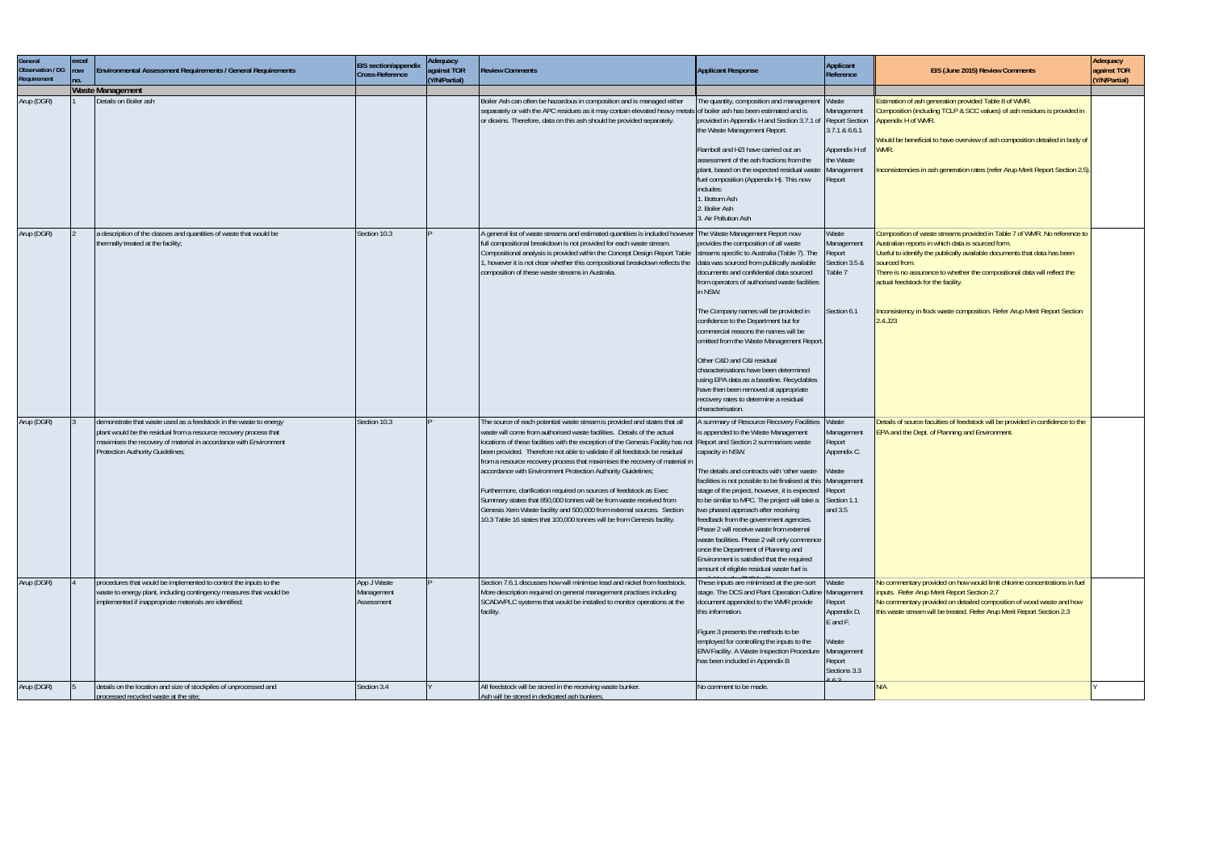| General Observation / DG Requirement | excel row no. | Environmental Assessment Requirements / General Requirements | EIS section/appendix Cross-Reference | Adequacy against TOR (Y/N/Partial) | Review Comments | Applicant Response | Applicant Reference | EIS (June 2015) Review Comments | Adequacy against TOR (Y/N/Partial) |
|---|---|---|---|---|---|---|---|---|---|
| | | **Waste Management** | | | | | | | |
| Arup (DGR) | 1 | Details on Boiler ash | | | Boiler Ash can often be hazardous in composition and is managed either separately or with the APC residues as it may contain elevated heavy metals or dioxins. Therefore, data on this ash should be provided separately. | The quantity, composition and management of boiler ash has been estimated and is provided in Appendix H and Section 3.7.1 of the Waste Management Report.<br><br>Ramboll and HZI have carried out an assessment of the ash fractions from the plant, based on the expected residual waste fuel composition (Appendix H). This now includes:<br>1. Bottom Ash<br>2. Boiler Ash<br>3. Air Pollution Ash | Waste Management Report Section 3.7.1 & 6.6.1<br><br>Appendix H of the Waste Management Report | Estimation of ash generation provided Table 8 of WMR.<br>Composition (including TCLP & SCC values) of ash residues is provided in Appendix H of WMR.<br><br>Would be beneficial to have overview of ash composition detailed in body of WMR.<br><br>Inconsistencies in ash generation rates (refer Arup Merit Report Section 2.5). | |
| Arup (DGR) | 2 | a description of the classes and quantities of waste that would be thermally treated at the facility; | Section 10.3 | P | A general list of waste streams and estimated quantities is included however full compositional breakdown is not provided for each waste stream. Compositional analysis is provided within the Concept Design Report Table 1, however it is not clear whether this compositional breakdown reflects the composition of these waste streams in Australia. | The Waste Management Report now provides the composition of all waste streams specific to Australia (Table 7). The data was sourced from publically available documents and confidential data sourced from operators of authorised waste facilities in NSW.<br><br>The Company names will be provided in confidence to the Department but for commercial reasons the names will be omitted from the Waste Management Report.<br><br>Other C&D and C&I residual characterisations have been determined using EPA data as a baseline. Recyclables have then been removed at appropriate recovery rates to determine a residual characterisation. | Waste Management Report Section 3.5 & Table 7<br><br>Section 6.1 | Composition of waste streams provided in Table 7 of WMR. No reference to Australian reports in which data is sourced form.<br>Useful to identify the publically available documents that data has been sourced from.<br>There is no assurance to whether the compositional data will reflect the actual feedstock for the facility.<br><br>Inconsistency in flock waste composition. Refer Arup Merit Report Section 2.4.J23 | |
| Arup (DGR) | 3 | demonstrate that waste used as a feedstock in the waste to energy plant would be the residual from a resource recovery process that maximises the recovery of material in accordance with Environment Protection Authority Guidelines; | Section 10.3 | P | The source of each potential waste stream is provided and states that all waste will come from authorised waste facilities. Details of the actual locations of these facilities with the exception of the Genesis Facility has not been provided. Therefore not able to validate if all feedstock be residual from a resource recovery process that maximises the recovery of material in accordance with Environment Protection Authority Guidelines;<br><br>Furthermore, clarification required on sources of feedstock as Exec Summary states that 850,000 tonnes will be from waste received from Genesis Xero Waste facility and 500,000 from external sources. Section 10.3 Table 16 states that 100,000 tonnes will be from Genesis facility. | A summary of Resource Recovery Facilities is appended to the Waste Management Report and Section 2 summarises waste capacity in NSW.<br><br>The details and contracts with 'other waste facilities is not possible to be finalised at this stage of the project, however, it is expected to be similar to MPC. The project will take a two phased approach after receiving feedback from the government agencies. Phase 2 will receive waste from external waste facilities. Phase 2 will only commence once the Department of Planning and Environment is satisfied that the required amount of eligible residual waste fuel is | Waste Management Report Appendix C.<br><br>Waste Management Report Section 1.1 and 3.5 | Details of source faculties of feedstock will be provided in confidence to the EPA and the Dept. of Planning and Environment. | |
| Arup (DGR) | 4 | procedures that would be implemented to control the inputs to the waste to energy plant, including contingency measures that would be implemented if inappropriate materials are identified; | App J Waste Management Assessment | P | Section 7.6.1 discusses how will minimise lead and nickel from feedstock. More description required on general management practises including SCADA/PLC systems that would be installed to monitor operations at the facility. | These inputs are minimised at the pre-sort stage. The DCS and Plant Operation Outline document appended to the WMR provide this information.<br><br>Figure 3 presents the methods to be employed for controlling the inputs to the EfW Facility. A Waste Inspection Procedure has been included in Appendix B | Waste Management Report Appendix D, E and F.<br><br>Waste Management Report Sections 3.3 | No commentary provided on how would limit chlorine concentrations in fuel inputs. Refer Arup Merit Report Section 2.7<br>No commentary provided on detailed composition of wood waste and how this waste stream will be treated. Refer Arup Merit Report Section 2.3 | |
| Arup (DGR) | 5 | details on the location and size of stockpiles of unprocessed and processed recycled waste at the site; | Section 3.4 | Y | All feedstock will be stored in the receiving waste bunker.<br>Ash will be stored in dedicated ash bunkers. | No comment to be made. | | N/A | Y |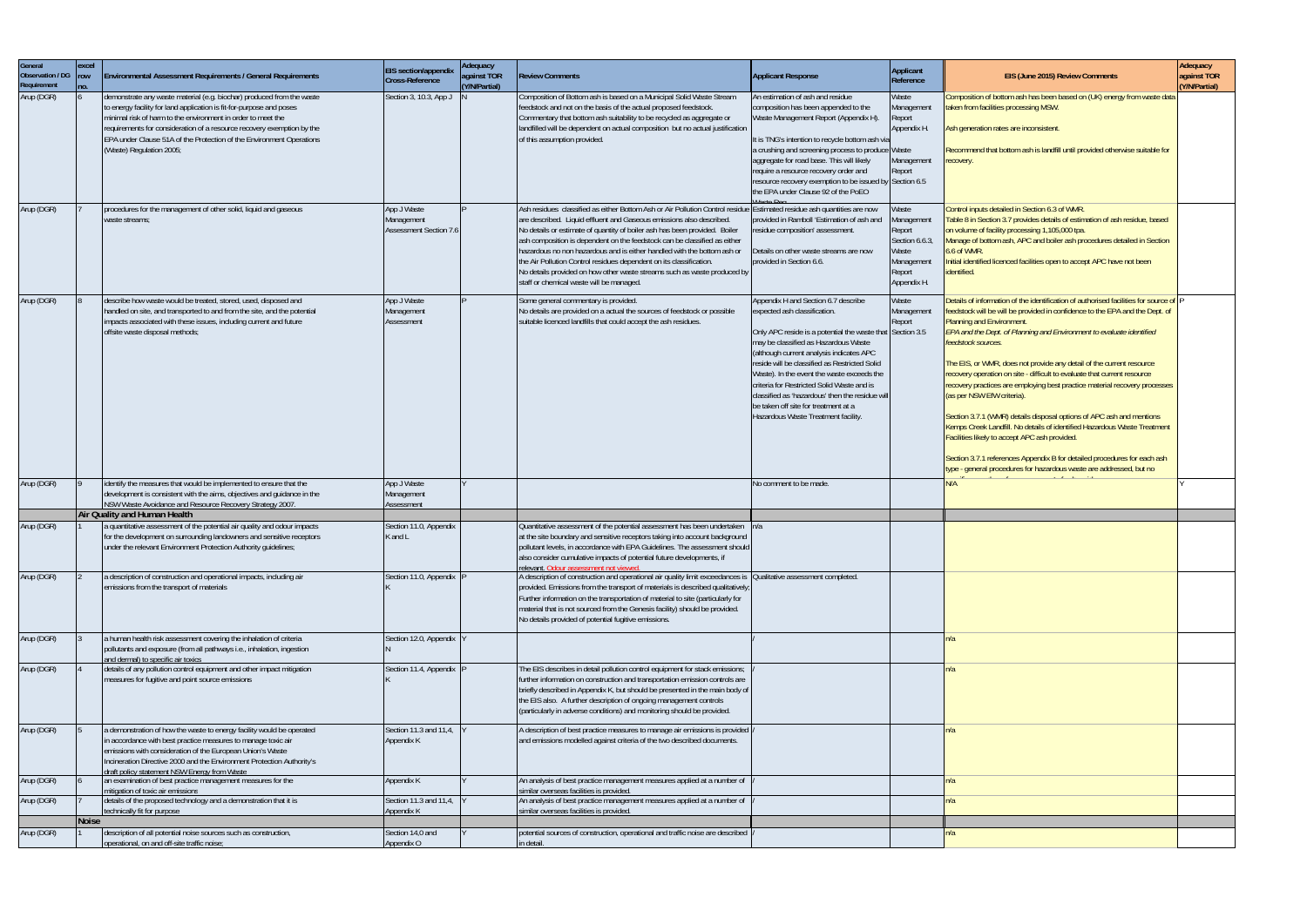| General Observation / DG Requirement | excel row no. | Environmental Assessment Requirements / General Requirements | EIS section/appendix Cross-Reference | Adequacy against TOR (Y/N/Partial) | Review Comments | Applicant Response | Applicant Reference | EIS (June 2015) Review Comments | Adequacy against TOR (Y/N/Partial) |
|---|---|---|---|---|---|---|---|---|---|
| Arup (DGR) | 6 | demonstrate any waste material (e.g. biochar) produced from the waste to energy facility for land application is fit-for-purpose and poses minimal risk of harm to the environment in order to meet the requirements for consideration of a resource recovery exemption by the EPA under Clause 51A of the Protection of the Environment Operations (Waste) Regulation 2005; | Section 3, 10.3, App J | N | Composition of Bottom ash is based on a Municipal Solid Waste Stream feedstock and not on the basis of the actual proposed feedstock. Commentary that bottom ash suitability to be recycled as aggregate or landfilled will be dependent on actual composition but no actual justification of this assumption provided. | An estimation of ash and residue composition has been appended to the Waste Management Report (Appendix H). It is TNG's intention to recycle bottom ash via a crushing and screening process to produce aggregate for road base. This will likely require a resource recovery order and resource recovery exemption to be issued by the EPA under Clause 92 of the PoEO Waste Reg. | Waste Management Report Appendix H. Waste Management Report Section 6.5 | Composition of bottom ash has been based on (UK) energy from waste data taken from facilities processing MSW. Ash generation rates are inconsistent. Recommend that bottom ash is landfill until provided otherwise suitable for recovery. | |
| Arup (DGR) | 7 | procedures for the management of other solid, liquid and gaseous waste streams; | App J Waste Management Assessment Section 7.6 | P | Ash residues classified as either Bottom Ash or Air Pollution Control residue are described. Liquid effluent and Gaseous emissions also described. No details or estimate of quantity of boiler ash has been provided. Boiler ash composition is dependent on the feedstock can be classified as either hazardous no non hazardous and is either handled with the bottom ash or the Air Pollution Control residues dependent on its classification. No details provided on how other waste streams such as waste produced by staff or chemical waste will be managed. | Estimated residue ash quantities are now provided in Ramboll 'Estimation of ash and residue composition' assessment. Details on other waste streams are now provided in Section 6.6. | Waste Management Report Section 6.6.3, Waste Management Report Appendix H. | Control inputs detailed in Section 6.3 of WMR. Table 8 in Section 3.7 provides details of estimation of ash residue, based on volume of facility processing 1,105,000 tpa. Manage of bottom ash, APC and boiler ash procedures detailed in Section 6.6 of WMR. Initial identified licenced facilities open to accept APC have not been identified. | |
| Arup (DGR) | 8 | describe how waste would be treated, stored, used, disposed and handled on site, and transported to and from the site, and the potential impacts associated with these issues, including current and future offsite waste disposal methods; | App J Waste Management Assessment | P | Some general commentary is provided. No details are provided on a actual the sources of feedstock or possible suitable licenced landfills that could accept the ash residues. | Appendix H and Section 6.7 describe expected ash classification. Only APC reside is a potential the waste that may be classified as Hazardous Waste (although current analysis indicates APC reside will be classified as Restricted Solid Waste). In the event the waste exceeds the criteria for Restricted Solid Waste and is classified as 'hazardous' then the residue will be taken off site for treatment at a Hazardous Waste Treatment facility. | Waste Management Report Section 3.5 | Details of information of the identification of authorised facilities for source of feedstock will be will be provided in confidence to the EPA and the Dept. of Planning and Environment. *EPA and the Dept. of Planning and Environment to evaluate identified feedstock sources.* The EIS, or WMR, does not provide any detail of the current resource recovery operation on site - difficult to evaluate that current resource recovery practices are employing best practice material recovery processes (as per NSW EfW criteria). Section 3.7.1 (WMR) details disposal options of APC ash and mentions Kemps Creek Landfill. No details of identified Hazardous Waste Treatment Facilities likely to accept APC ash provided. Section 3.7.1 references Appendix B for detailed procedures for each ash type - general procedures for hazardous waste are addressed, but no | P |
| Arup (DGR) | 9 | identify the measures that would be implemented to ensure that the development is consistent with the aims, objectives and guidance in the NSW Waste Avoidance and Resource Recovery Strategy 2007. | App J Waste Management Assessment | Y | | No comment to be made. | | N/A | Y |
| | **Air Quality and Human Health** | | | | | | | | |
| Arup (DGR) | 1 | a quantitative assessment of the potential air quality and odour impacts for the development on surrounding landowners and sensitive receptors under the relevant Environment Protection Authority guidelines; | Section 11.0, Appendix K and L | | Quantitative assessment of the potential assessment has been undertaken at the site boundary and sensitive receptors taking into account background pollutant levels, in accordance with EPA Guidelines. The assessment should also consider cumulative impacts of potential future developments, if relevant. Odour assessment not viewed. | n/a | | | |
| Arup (DGR) | 2 | a description of construction and operational impacts, including air emissions from the transport of materials | Section 11.0, Appendix K | P | A description of construction and operational air quality limit exceedances is provided. Emissions from the transport of materials is described qualitatively; Further information on the transportation of material to site (particularly for material that is not sourced from the Genesis facility) should be provided. No details provided of potential fugitive emissions. | Qualitative assessment completed. | | | |
| Arup (DGR) | 3 | a human health risk assessment covering the inhalation of criteria pollutants and exposure (from all pathways i.e., inhalation, ingestion and dermal) to specific air toxics | Section 12.0, Appendix N | Y | | / | | n/a | |
| Arup (DGR) | 4 | details of any pollution control equipment and other impact mitigation measures for fugitive and point source emissions | Section 11.4, Appendix K | P | The EIS describes in detail pollution control equipment for stack emissions; further information on construction and transportation emission controls are briefly described in Appendix K, but should be presented in the main body of the EIS also. A further description of ongoing management controls (particularly in adverse conditions) and monitoring should be provided. | / | | n/a | |
| Arup (DGR) | 5 | a demonstration of how the waste to energy facility would be operated in accordance with best practice measures to manage toxic air emissions with consideration of the European Union's Waste Incineration Directive 2000 and the Environment Protection Authority's draft policy statement NSW Energy from Waste | Section 11.3 and 11.4, Appendix K | Y | A description of best practice measures to manage air emissions is provided and emissions modelled against criteria of the two described documents. | / | | n/a | |
| Arup (DGR) | 6 | an examination of best practice management measures for the mitigation of toxic air emissions | Appendix K | Y | An analysis of best practice management measures applied at a number of similar overseas facilities is provided. | / | | n/a | |
| Arup (DGR) | 7 | details of the proposed technology and a demonstration that it is technically fit for purpose | Section 11.3 and 11.4, Appendix K | Y | An analysis of best practice management measures applied at a number of similar overseas facilities is provided. | / | | n/a | |
| | **Noise** | | | | | | | | |
| Arup (DGR) | 1 | description of all potential noise sources such as construction, operational, on and off-site traffic noise; | Section 14.0 and Appendix O | Y | potential sources of construction, operational and traffic noise are described in detail. | / | | n/a | |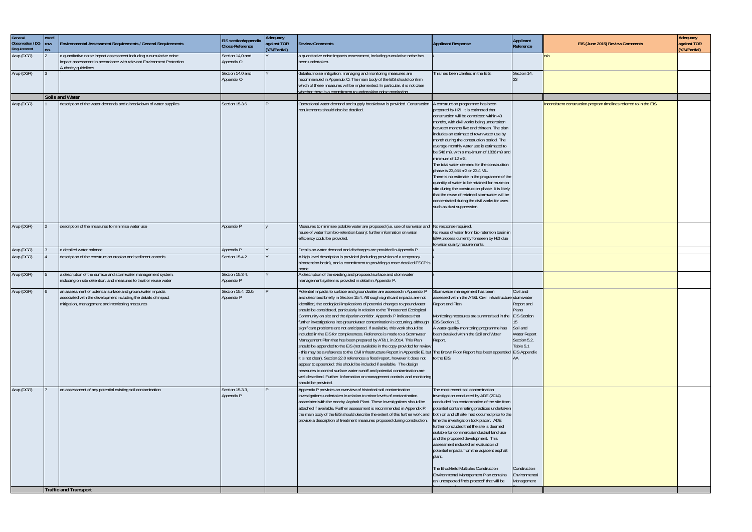| General Observation / DG Requirement | excel row no. | Environmental Assessment Requirements / General Requirements | EIS section/appendix Cross-Reference | Adequacy against TOR (Y/N/Partial) | Review Comments | Applicant Response | Applicant Reference | EIS (June 2015) Review Comments | Adequacy against TOR (Y/N/Partial) |
|---|---|---|---|---|---|---|---|---|---|
| Arup (DGR) | 2 | a quantitative noise impact assessment including a cumulative noise impact assessment in accordance with relevant Environment Protection Authority guidelines | Section 14.0 and Appendix O | Y | a quantitative noise impacts assessment, including cumulative noise has been undertaken. | / | | n/a | |
| Arup (DGR) | 3 | ' | Section 14.0 and Appendix O | Y | detailed noise mitigation, managing and monitoring measures are recommended in Appendix O. The main body of the EIS should confirm which of these measures will be implemented. In particular, it is not clear whether there is a commitment to undertaking noise monitoring. | This has been clarified in the EIS. | Section 14, 23 | | |
| | | **Soils and Water** | | | | | | | |
| Arup (DGR) | 1 | description of the water demands and a breakdown of water supplies | Section 15.3.6 | P | Operational water demand and supply breakdown is provided. Construction requirements should also be detailed. | A construction programme has been prepared by HZI. It is estimated that construction will be completed within 43 months, with civil works being undertaken between months five and thirteen. The plan includes an estimate of town water use by month during the construction period. The average monthly water use is estimated to be 546 m3, with a maximum of 1836 m3 and minimum of 12 m3 . The total water demand for the construction phase is 23,464 m3 or 23.4 ML. There is no estimate in the programme of the quantity of water to be retained for reuse on site during the construction phase. It is likely that the reuse of retained stormwater will be concentrated during the civil works for uses such as dust suppression. | | Inconsistent construction program timelines referred to in the EIS. | |
| Arup (DGR) | 2 | description of the measures to minimise water use | Appendix P | y | Measures to minimise potable water are proposed (i.e. use of rainwater and reuse of water from bio-retention basin); further information on water efficiency could be provided. | No response required. No reuse of water from bio-retention basin in EfW process currently foreseen by HZI due to water quality requirements. | | | |
| Arup (DGR) | 3 | a detailed water balance | Appendix P | Y | Details on water demand and discharges are provided in Appendix P. | / | | | |
| Arup (DGR) | 4 | description of the construction erosion and sediment controls | Section 15.4.2 | Y | A high level description is provided (including provision of a temporary bioretention basin), and a commitment to providing a more detailed ESCP is made. | / | | | |
| Arup (DGR) | 5 | a description of the surface and stormwater management system, including on site detention, and measures to treat or reuse water | Section 15.3.4, Appendix P | Y | A description of the existing and proposed surface and stormwater management system is provided in detail in Appendix P. | / | | | |
| Arup (DGR) | 6 | an assessment of potential surface and groundwater impacts associated with the development including the details of impact mitigation, management and monitoring measures | Section 15.4, 22.0. Appendix P | P | Potential impacts to surface and groundwater are assessed in Appendix P and described briefly in Section 15.4. Although significant impacts are not identified, the ecological implications of potential changes to groundwater should be considered, particularly in relation to the Threatened Ecological Community on site and the riparian corridor. Appendix P indicates that further investigations into groundwater contamination is occurring, although significant problems are not anticipated. If available, this work should be included in the EIS for completeness. Reference is made to a Stormwater Management Plan that has been prepared by AT&L in 2014. This Plan should be appended to the EIS (not available in the copy provided for review - this may be a reference to the Civil Infrastructure Report in Appendix E, but it is not clear). Section 22.0 references a flood report, however it does not appear to appended; this should be included if available. The design measures to control surface water runoff and potential contamination are well described. Further Information on management controls and monitoring should be provided. | Stormwater management has been assessed within the AT&L Civil infrastructure Report and Plan. Monitoring measures are summarised in the EIS Section 15. A water-quality monitoring programme has been detailed within the Soil and Water Report. The Brown Floor Report has been appended to the EIS. | Civil and stormwater Report and Plans EIS Section 15 Soil and Water Report Section 5.2, Table 5.1 EIS Appendix AA | | |
| Arup (DGR) | 7 | an assessment of any potential existing soil contamination | Section 15.3.3, Appendix P | P | Appendix P provides an overview of historical soil contamination investigations undertaken in relation to minor levels of contamination associated with the nearby Asphalt Plant. These investigations should be attached if available. Further assessment is recommended in Appendix P; the main body of the EIS should describe the extent of this further work and provide a description of treatment measures proposed during construction. | The most recent soil contamination investigation conducted by ADE (2014) concluded "no contamination of the site from potential contaminating practices undertaken both on and off site, had occurred prior to the time the investigation took place". ADE further concluded that the site is deemed suitable for commercial/industrial land use and the proposed development. This assessment included an evaluation of potential impacts from the adjacent asphalt plant. The Brookfield Multiplex Construction Environmental Management Plan contains an 'unexpected finds protocol' that will be | Construction Environmental Management | | |
| | | **Traffic and Transport** | | | | | | | |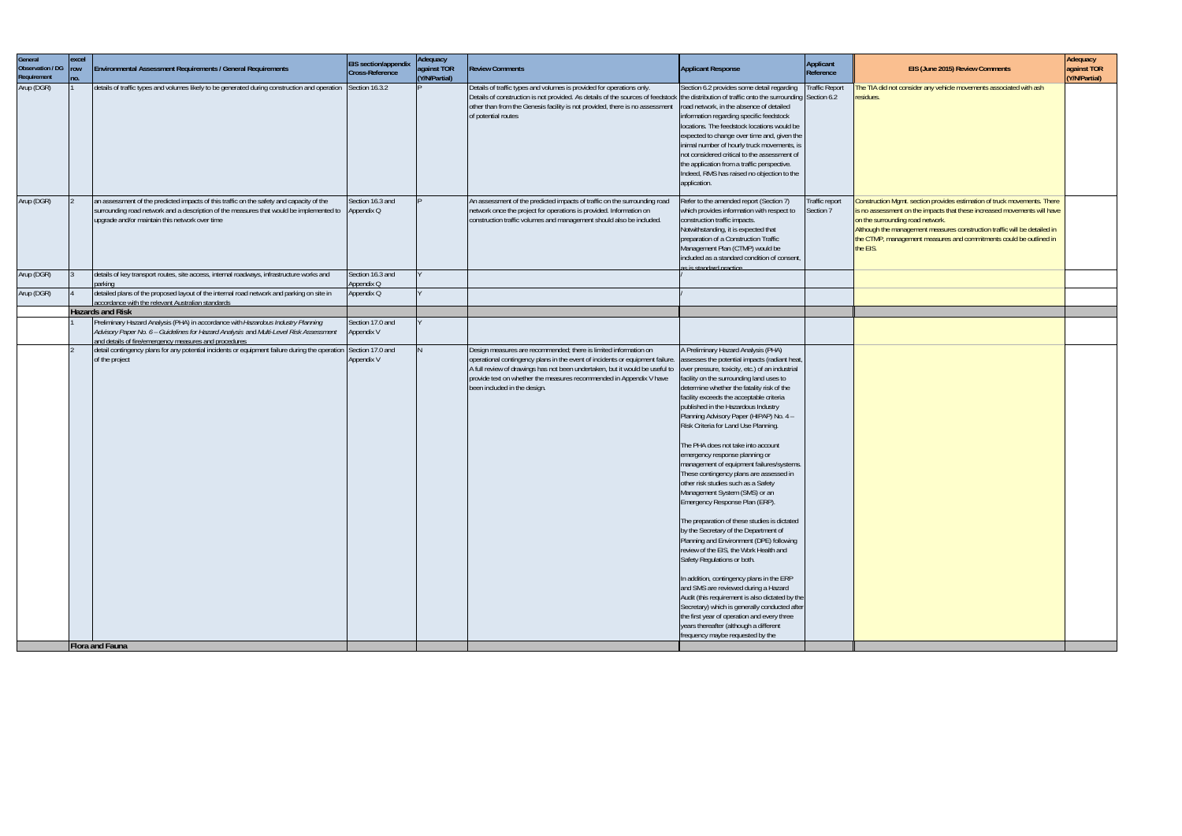| General Observation / DG Requirement | excel row no. | Environmental Assessment Requirements / General Requirements | EIS section/appendix Cross-Reference | Adequacy against TOR (Y/N/Partial) | Review Comments | Applicant Response | Applicant Reference | EIS (June 2015) Review Comments | Adequacy against TOR (Y/N/Partial) |
|---|---|---|---|---|---|---|---|---|---|
| Arup (DGR) | 1 | details of traffic types and volumes likely to be generated during construction and operation | Section 16.3.2 | P | Details of traffic types and volumes is provided for operations only. Details of construction is not provided. As details of the sources of feedstock other than from the Genesis facility is not provided, there is no assessment of potential routes | Section 6.2 provides some detail regarding the distribution of traffic onto the surrounding road network, in the absence of detailed information regarding specific feedstock locations. The feedstock locations would be expected to change over time and, given the inimal number of hourly truck movements, is not considered critical to the assessment of the application from a traffic perspective. Indeed, RMS has raised no objection to the application. | Traffic Report Section 6.2 | The TIA did not consider any vehicle movements associated with ash residues. | |
| Arup (DGR) | 2 | an assessment of the predicted impacts of this traffic on the safety and capacity of the surrounding road network and a description of the measures that would be implemented to upgrade and/or maintain this network over time | Section 16.3 and Appendix Q | P | An assessment of the predicted impacts of traffic on the surrounding road network once the project for operations is provided. Information on construction traffic volumes and management should also be included. | Refer to the amended report (Section 7) which provides information with respect to construction traffic impacts. Notwithstanding, it is expected that preparation of a Construction Traffic Management Plan (CTMP) would be included as a standard condition of consent, as is standard practice. | Traffic report Section 7 | Construction Mgmt. section provides estimation of truck movements. There is no assessment on the impacts that these increased movements will have on the surrounding road network. Although the management measures construction traffic will be detailed in the CTMP, management measures and commitments could be outlined in the EIS. | |
| Arup (DGR) | 3 | details of key transport routes, site access, internal roadways, infrastructure works and parking | Section 16.3 and Appendix Q | Y | | / | | | |
| Arup (DGR) | 4 | detailed plans of the proposed layout of the internal road network and parking on site in accordance with the relevant Australian standards | Appendix Q | Y | | / | | | |
| | **Hazards and Risk** | | | | | | | | |
| | 1 | Preliminary Hazard Analysis (PHA) in accordance with *Hazardous Industry Planning Advisory Paper No. 6 – Guidelines for Hazard Analysis* and *Multi-Level Risk Assessment* and details of fire/emergency measures and procedures | Section 17.0 and Appendix V | Y | | | | | |
| | 2 | detail contingency plans for any potential incidents or equipment failure during the operation of the project | Section 17.0 and Appendix V | N | Design measures are recommended; there is limited information on operational contingency plans in the event of incidents or equipment failure. A full review of drawings has not been undertaken, but it would be useful to provide text on whether the measures recommended in Appendix V have been included in the design. | A Preliminary Hazard Analysis (PHA) assesses the potential impacts (radiant heat, over pressure, toxicity, etc.) of an industrial facility on the surrounding land uses to determine whether the fatality risk of the facility exceeds the acceptable criteria published in the Hazardous Industry Planning Advisory Paper (HIPAP) No. 4 – Risk Criteria for Land Use Planning.<br><br>The PHA does not take into account emergency response planning or management of equipment failures/systems. These contingency plans are assessed in other risk studies such as a Safety Management System (SMS) or an Emergency Response Plan (ERP).<br><br>The preparation of these studies is dictated by the Secretary of the Department of Planning and Environment (DPE) following review of the EIS, the Work Health and Safety Regulations or both.<br><br>In addition, contingency plans in the ERP and SMS are reviewed during a Hazard Audit (this requirement is also dictated by the Secretary) which is generally conducted after the first year of operation and every three years thereafter (although a different frequency maybe requested by the | | | |
| | **Flora and Fauna** | | | | | | | | |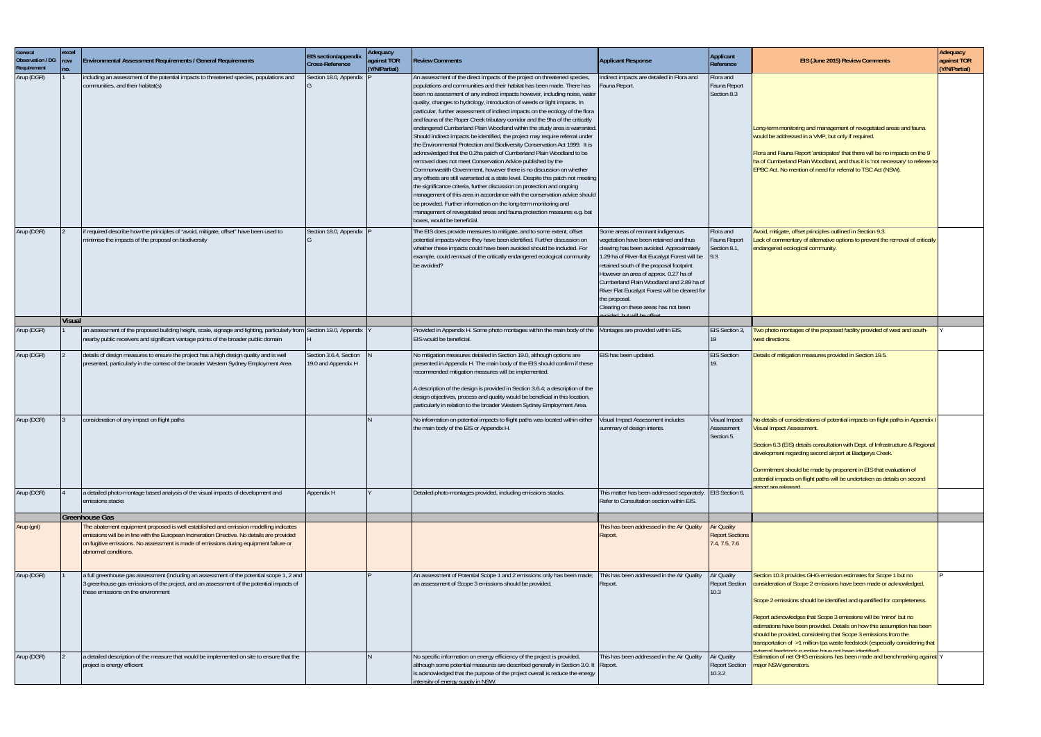| General Observation / DG Requirement | excel row no. | Environmental Assessment Requirements / General Requirements | EIS section/appendix Cross-Reference | Adequacy against TOR (Y/N/Partial) | Review Comments | Applicant Response | Applicant Reference | EIS (June 2015) Review Comments | Adequacy against TOR (Y/N/Partial) |
|---|---|---|---|---|---|---|---|---|---|
| Arup (DGR) | 1 | including an assessment of the potential impacts to threatened species, populations and communities, and their habitat(s) | Section 18.0, Appendix G | P | An assessment of the direct impacts of the project on threatened species, populations and communities and their habitat has been made. There has been no assessment of any indirect impacts however, including noise, water quality, changes to hydrology, introduction of weeds or light impacts. In particular, further assessment of indirect impacts on the ecology of the flora and fauna of the Roper Creek tributary corridor and the 9ha of the critically endangered Cumberland Plain Woodland within the study area is warranted. Should indirect impacts be identified, the project may require referral under the Environmental Protection and Biodiversity Conservation Act 1999. It is acknowledged that the 0.2ha patch of Cumberland Plain Woodland to be removed does not meet Conservation Advice published by the Commonwealth Government, however there is no discussion on whether any offsets are still warranted at a state level. Despite this patch not meeting the significance criteria, further discussion on protection and ongoing management of this area in accordance with the conservation advice should be provided. Further information on the long-term monitoring and management of revegetated areas and fauna protection measures e.g. bat boxes, would be beneficial. | Indirect impacts are detailed in Flora and Fauna Report. | Flora and Fauna Report Section 8.3 | Long-term monitoring and management of revegetated areas and fauna would be addressed in a VMP, but only if required.<br><br>Flora and Fauna Report 'anticipates' that there will be no impacts on the 9 ha of Cumberland Plain Woodland, and thus it is 'not necessary' to referee to EPBC Act. No mention of need for referral to TSC Act (NSW). | |
| Arup (DGR) | 2 | if required describe how the principles of "avoid, mitigate, offset" have been used to minimise the impacts of the proposal on biodiversity | Section 18.0, Appendix G | P | The EIS does provide measures to mitigate, and to some extent, offset potential impacts where they have been identified. Further discussion on whether these impacts could have been avoided should be included. For example, could removal of the critically endangered ecological community be avoided? | Some areas of remnant indigenous vegetation have been retained and thus clearing has been avoided. Approximately 1.29 ha of River-flat Eucalypt Forest will be retained south of the proposal footprint. However an area of approx. 0.27 ha of Cumberland Plain Woodland and 2.89 ha of River Flat Eucalypt Forest will be cleared for the proposal. Clearing on these areas has not been avoided, but will be offset | Flora and Fauna Report Section 8.1, 9.3 | Avoid, mitigate, offset principles outlined in Section 9.3.<br>Lack of commentary of alternative options to prevent the removal of critically endangered ecological community. | |
| | **Visual** | | | | | | | | |
| Arup (DGR) | 1 | an assessment of the proposed building height, scale, signage and lighting, particularly from nearby public receivers and significant vantage points of the broader public domain | Section 19.0, Appendix H | Y | Provided in Appendix H. Some photo montages within the main body of the EIS would be beneficial. | Montages are provided within EIS. | EIS Section 3, 19 | Two photo montages of the proposed facility provided of west and south-west directions. | Y |
| Arup (DGR) | 2 | details of design measures to ensure the project has a high design quality and is well presented, particularly in the context of the broader Western Sydney Employment Area | Section 3.6.4, Section 19.0 and Appendix H | N | No mitigation measures detailed in Section 19.0, although options are presented in Appendix H. The main body of the EIS should confirm if these recommended mitigation measures will be implemented.<br><br>A description of the design is provided in Section 3.6.4; a description of the design objectives, process and quality would be beneficial in this location, particularly in relation to the broader Western Sydney Employment Area. | EIS has been updated. | EIS Section 19. | Details of mitigation measures provided in Section 19.5. | |
| Arup (DGR) | 3 | consideration of any impact on flight paths | | N | No information on potential impacts to flight paths was located within either the main body of the EIS or Appendix H. | Visual Impact Assessment includes summary of design intents. | Visual Impact Assessment Section 5. | No details of considerations of potential impacts on flight paths in Appendix I Visual Impact Assessment.<br><br>Section 6.3 (EIS) details consultation with Dept. of Infrastructure & Regional development regarding second airport at Badgerys Creek.<br><br>Commitment should be made by proponent in EIS that evaluation of potential impacts on flight paths will be undertaken as details on second airport are released. | |
| Arup (DGR) | 4 | a detailed photo-montage based analysis of the visual impacts of development and emissions stacks | Appendix H | Y | Detailed photo-montages provided, including emissions stacks. | This matter has been addressed separately. Refer to Consultation section within EIS. | EIS Section 6. | | |
| | **Greenhouse Gas** | | | | | | | | |
| Arup (gnl) | | The abatement equipment proposed is well established and emission modelling indicates emissions will be in line with the European Incineration Directive. No details are provided on fugitive emissions. No assessment is made of emissions during equipment failure or abnormal conditions. | | | | This has been addressed in the Air Quality Report. | Air Quality Report Sections 7.4, 7.5, 7.6 | | |
| Arup (DGR) | 1 | a full greenhouse gas assessment (including an assessment of the potential scope 1, 2 and 3 greenhouse gas emissions of the project, and an assessment of the potential impacts of these emissions on the environment | | P | An assessment of Potential Scope 1 and 2 emissions only has been made; an assessment of Scope 3 emissions should be provided. | This has been addressed in the Air Quality Report. | Air Quality Report Section 10.3 | Section 10.3 provides GHG emission estimates for Scope 1 but no consideration of Scope 2 emissions have been made or acknowledged.<br><br>Scope 2 emissions should be identified and quantified for completeness.<br><br>Report acknowledges that Scope 3 emissions will be 'minor' but no estimations have been provided. Details on how this assumption has been should be provided, considering that Scope 3 emissions from the transportation of >1 million tpa waste feedstock (especially considering that external feedstock suppliers have not been identified) | P |
| Arup (DGR) | 2 | a detailed description of the measure that would be implemented on site to ensure that the project is energy efficient | | N | No specific information on energy efficiency of the project is provided, although some potential measures are described generally in Section 3.0. It is acknowledged that the purpose of the project overall is reduce the energy intensity of energy supply in NSW. | This has been addressed in the Air Quality Report. | Air Quality Report Section 10.3.2 | Estimation of net GHG emissions has been made and benchmarking against major NSW generators. | Y |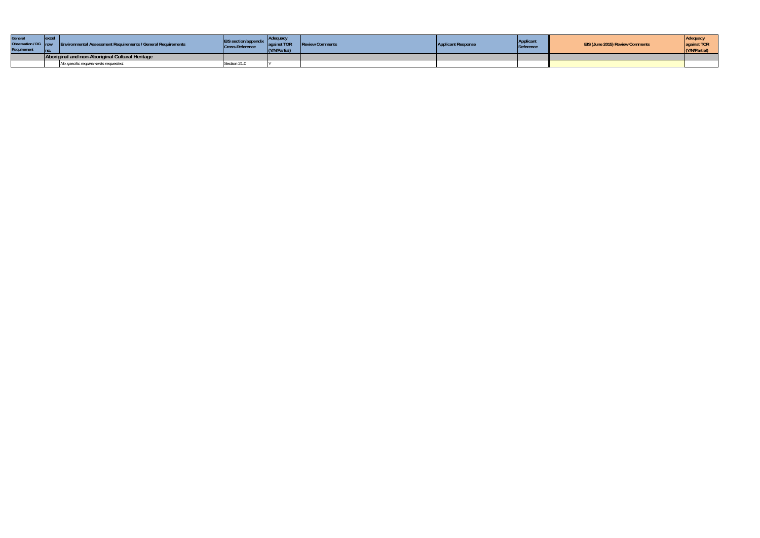| General Observation / DG Requirement | excel row no. | Environmental Assessment Requirements / General Requirements | EIS section/appendix Cross-Reference | Adequacy against TOR (Y/N/Partial) | Review Comments | Applicant Response | Applicant Reference | EIS (June 2015) Review Comments | Adequacy against TOR (Y/N/Partial) |
|---|---|---|---|---|---|---|---|---|---|
| | | **Aboriginal and non-Aboriginal Cultural Heritage** | | | | | | | |
| | | *No specific requirements requested.* | Section 21.0 | Y | | | | | |